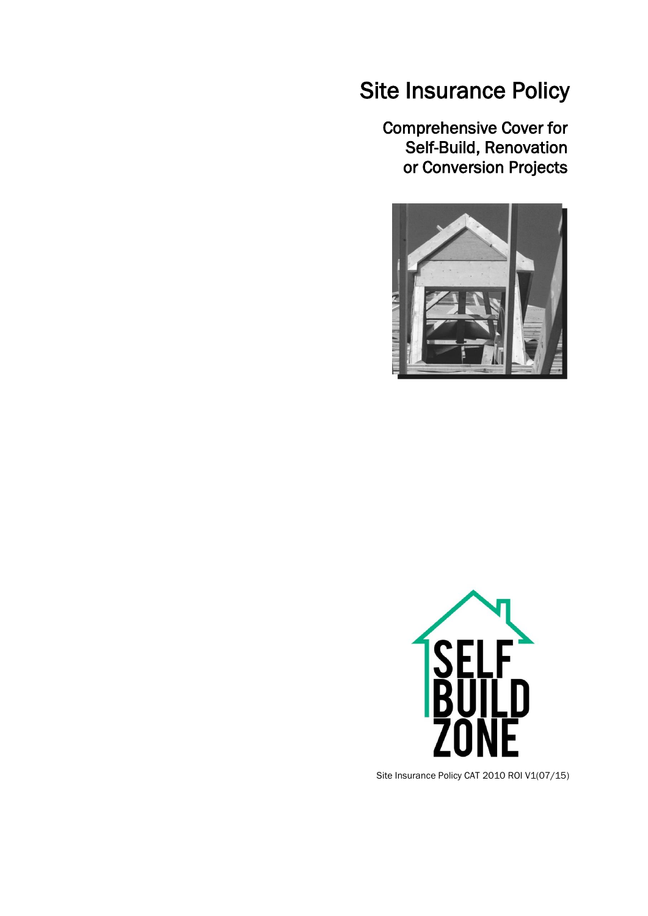# Site Insurance Policy

## Comprehensive Cover for Self-Build, Renovation or Conversion Projects

SELF BUILD ZONE

Site Insurance Policy CAT 2010 ROI V1(07/15)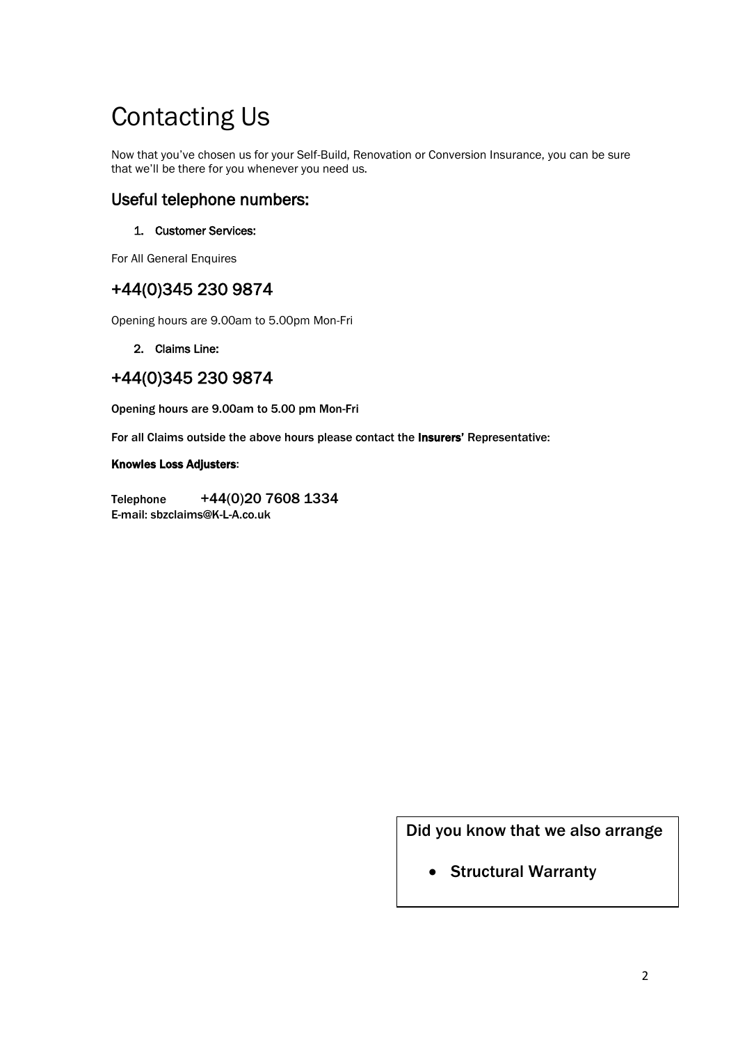# Contacting Us

Now that you've chosen us for your Self-Build, Renovation or Conversion Insurance, you can be sure that we'll be there for you whenever you need us.

## Useful telephone numbers:

1. **Customer Services:**

For All General Enquires

## +44(0)345 230 9874

Opening hours are 9.00am to 5.00pm Mon-Fri

2. **Claims Line:**

## +44(0)345 230 9874

**Opening hours are 9.00am to 5.00 pm Mon-Fri**

**For all Claims outside the above hours please contact the Insurers' Representative:**

**Knowles Loss Adjusters**:

**Telephone +44(0)20 7608 1334**
**E-mail: sbzclaims@K-L-A.co.uk**

Did you know that we also arrange

- Structural Warranty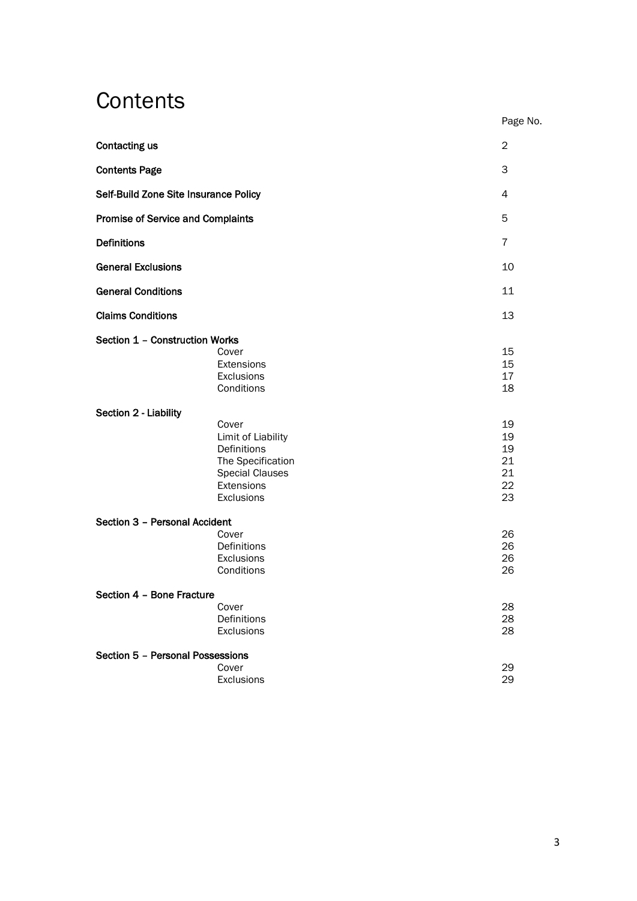# Contents

| | | Page No. |
|---|---|---|
| **Contacting us** | | 2 |
| **Contents Page** | | 3 |
| **Self-Build Zone Site Insurance Policy** | | 4 |
| **Promise of Service and Complaints** | | 5 |
| **Definitions** | | 7 |
| **General Exclusions** | | 10 |
| **General Conditions** | | 11 |
| **Claims Conditions** | | 13 |
| **Section 1 – Construction Works** | | |
| | Cover | 15 |
| | Extensions | 15 |
| | Exclusions | 17 |
| | Conditions | 18 |
| **Section 2 - Liability** | | |
| | Cover | 19 |
| | Limit of Liability | 19 |
| | Definitions | 19 |
| | The Specification | 21 |
| | Special Clauses | 21 |
| | Extensions | 22 |
| | Exclusions | 23 |
| **Section 3 – Personal Accident** | | |
| | Cover | 26 |
| | Definitions | 26 |
| | Exclusions | 26 |
| | Conditions | 26 |
| **Section 4 – Bone Fracture** | | |
| | Cover | 28 |
| | Definitions | 28 |
| | Exclusions | 28 |
| **Section 5 – Personal Possessions** | | |
| | Cover | 29 |
| | Exclusions | 29 |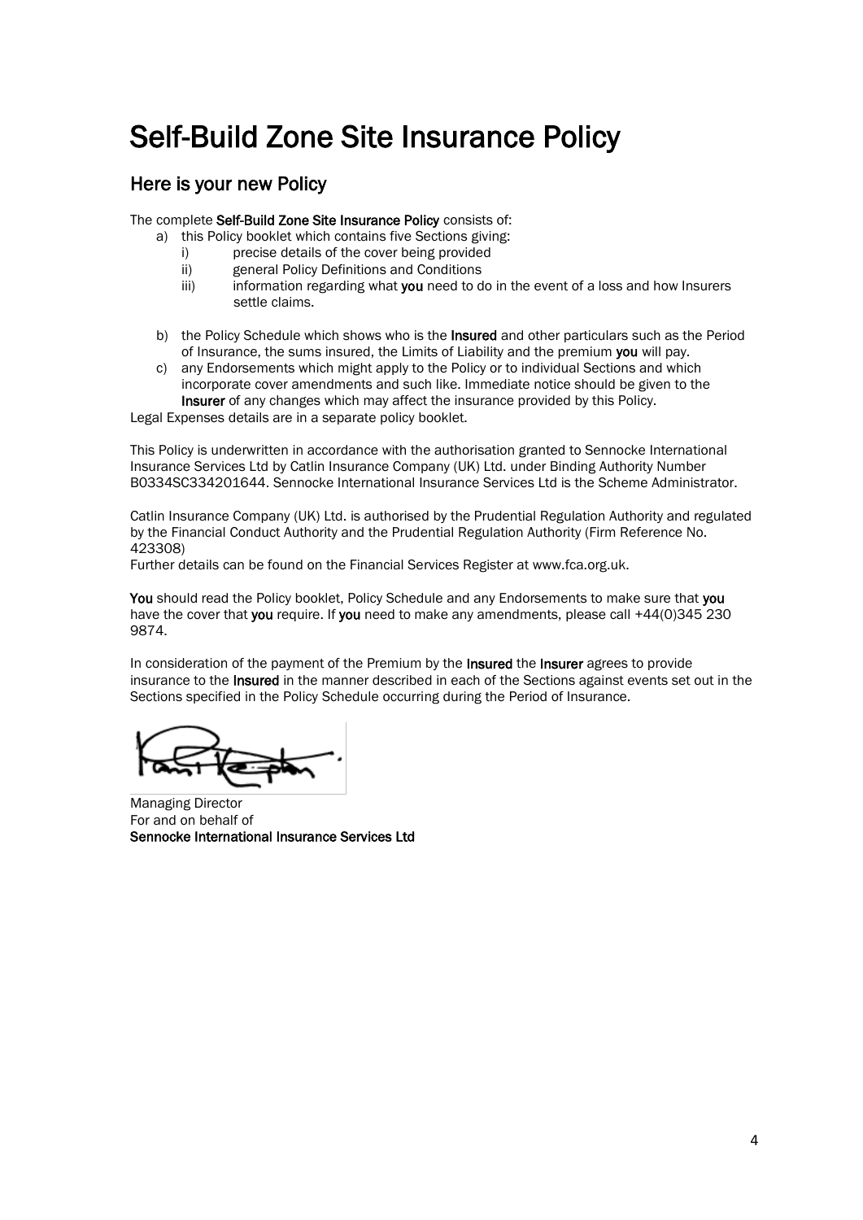# Self-Build Zone Site Insurance Policy

## Here is your new Policy

The complete **Self-Build Zone Site Insurance Policy** consists of:

a) this Policy booklet which contains five Sections giving:
   i) precise details of the cover being provided
   ii) general Policy Definitions and Conditions
   iii) information regarding what **you** need to do in the event of a loss and how Insurers settle claims.

b) the Policy Schedule which shows who is the **Insured** and other particulars such as the Period of Insurance, the sums insured, the Limits of Liability and the premium **you** will pay.

c) any Endorsements which might apply to the Policy or to individual Sections and which incorporate cover amendments and such like. Immediate notice should be given to the **Insurer** of any changes which may affect the insurance provided by this Policy.

Legal Expenses details are in a separate policy booklet.

This Policy is underwritten in accordance with the authorisation granted to Sennocke International Insurance Services Ltd by Catlin Insurance Company (UK) Ltd. under Binding Authority Number B0334SC334201644. Sennocke International Insurance Services Ltd is the Scheme Administrator.

Catlin Insurance Company (UK) Ltd. is authorised by the Prudential Regulation Authority and regulated by the Financial Conduct Authority and the Prudential Regulation Authority (Firm Reference No. 423308)
Further details can be found on the Financial Services Register at www.fca.org.uk.

**You** should read the Policy booklet, Policy Schedule and any Endorsements to make sure that **you** have the cover that **you** require. If **you** need to make any amendments, please call +44(0)345 230 9874.

In consideration of the payment of the Premium by the **Insured** the **Insurer** agrees to provide insurance to the **Insured** in the manner described in each of the Sections against events set out in the Sections specified in the Policy Schedule occurring during the Period of Insurance.

Managing Director
For and on behalf of
**Sennocke International Insurance Services Ltd**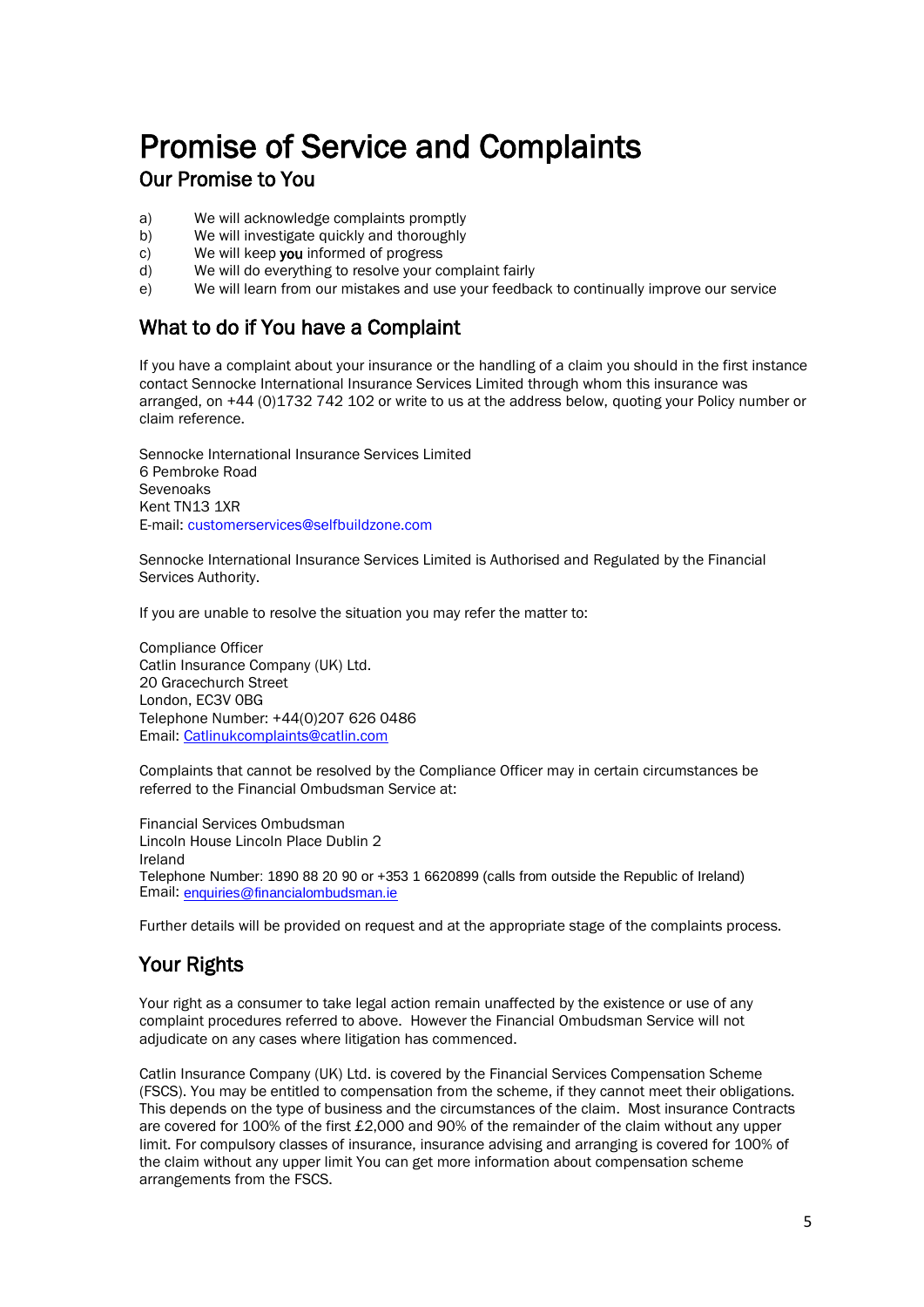# Promise of Service and Complaints

## Our Promise to You

a) We will acknowledge complaints promptly
b) We will investigate quickly and thoroughly
c) We will keep **you** informed of progress
d) We will do everything to resolve your complaint fairly
e) We will learn from our mistakes and use your feedback to continually improve our service

## What to do if You have a Complaint

If you have a complaint about your insurance or the handling of a claim you should in the first instance contact Sennocke International Insurance Services Limited through whom this insurance was arranged, on +44 (0)1732 742 102 or write to us at the address below, quoting your Policy number or claim reference.

Sennocke International Insurance Services Limited
6 Pembroke Road
Sevenoaks
Kent TN13 1XR
E-mail: customerservices@selfbuildzone.com

Sennocke International Insurance Services Limited is Authorised and Regulated by the Financial Services Authority.

If you are unable to resolve the situation you may refer the matter to:

Compliance Officer
Catlin Insurance Company (UK) Ltd.
20 Gracechurch Street
London, EC3V 0BG
Telephone Number: +44(0)207 626 0486
Email: Catlinukcomplaints@catlin.com

Complaints that cannot be resolved by the Compliance Officer may in certain circumstances be referred to the Financial Ombudsman Service at:

Financial Services Ombudsman
Lincoln House Lincoln Place Dublin 2
Ireland
Telephone Number: 1890 88 20 90 or +353 1 6620899 (calls from outside the Republic of Ireland)
Email: enquiries@financialombudsman.ie

Further details will be provided on request and at the appropriate stage of the complaints process.

## Your Rights

Your right as a consumer to take legal action remain unaffected by the existence or use of any complaint procedures referred to above. However the Financial Ombudsman Service will not adjudicate on any cases where litigation has commenced.

Catlin Insurance Company (UK) Ltd. is covered by the Financial Services Compensation Scheme (FSCS). You may be entitled to compensation from the scheme, if they cannot meet their obligations. This depends on the type of business and the circumstances of the claim. Most insurance Contracts are covered for 100% of the first £2,000 and 90% of the remainder of the claim without any upper limit. For compulsory classes of insurance, insurance advising and arranging is covered for 100% of the claim without any upper limit You can get more information about compensation scheme arrangements from the FSCS.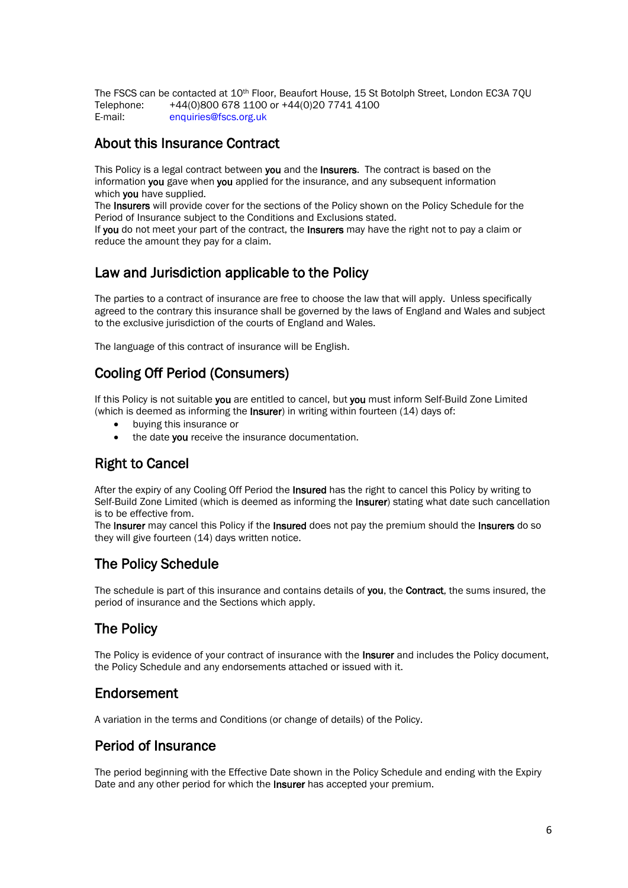The FSCS can be contacted at 10th Floor, Beaufort House, 15 St Botolph Street, London EC3A 7QU
Telephone: +44(0)800 678 1100 or +44(0)20 7741 4100
E-mail: enquiries@fscs.org.uk

## About this Insurance Contract

This Policy is a legal contract between **you** and the **Insurers**. The contract is based on the information **you** gave when **you** applied for the insurance, and any subsequent information which **you** have supplied.
The **Insurers** will provide cover for the sections of the Policy shown on the Policy Schedule for the Period of Insurance subject to the Conditions and Exclusions stated.
If **you** do not meet your part of the contract, the **Insurers** may have the right not to pay a claim or reduce the amount they pay for a claim.

## Law and Jurisdiction applicable to the Policy

The parties to a contract of insurance are free to choose the law that will apply. Unless specifically agreed to the contrary this insurance shall be governed by the laws of England and Wales and subject to the exclusive jurisdiction of the courts of England and Wales.

The language of this contract of insurance will be English.

## Cooling Off Period (Consumers)

If this Policy is not suitable **you** are entitled to cancel, but **you** must inform Self-Build Zone Limited (which is deemed as informing the **Insurer**) in writing within fourteen (14) days of:

- buying this insurance or
- the date **you** receive the insurance documentation.

## Right to Cancel

After the expiry of any Cooling Off Period the **Insured** has the right to cancel this Policy by writing to Self-Build Zone Limited (which is deemed as informing the **Insurer**) stating what date such cancellation is to be effective from.
The **Insurer** may cancel this Policy if the **Insured** does not pay the premium should the **Insurers** do so they will give fourteen (14) days written notice.

## The Policy Schedule

The schedule is part of this insurance and contains details of **you**, the **Contract**, the sums insured, the period of insurance and the Sections which apply.

## The Policy

The Policy is evidence of your contract of insurance with the **Insurer** and includes the Policy document, the Policy Schedule and any endorsements attached or issued with it.

## Endorsement

A variation in the terms and Conditions (or change of details) of the Policy.

## Period of Insurance

The period beginning with the Effective Date shown in the Policy Schedule and ending with the Expiry Date and any other period for which the **Insurer** has accepted your premium.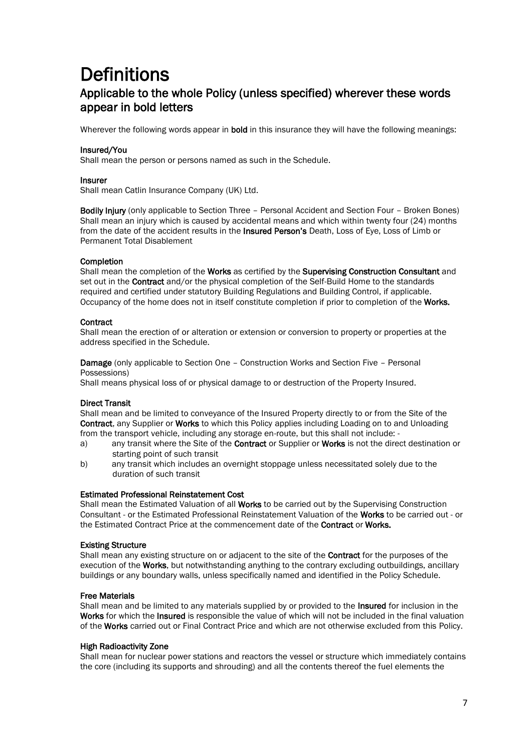# Definitions

## Applicable to the whole Policy (unless specified) wherever these words appear in bold letters

Wherever the following words appear in **bold** in this insurance they will have the following meanings:

**Insured/You**
Shall mean the person or persons named as such in the Schedule.

**Insurer**
Shall mean Catlin Insurance Company (UK) Ltd.

**Bodily Injury** (only applicable to Section Three – Personal Accident and Section Four – Broken Bones)
Shall mean an injury which is caused by accidental means and which within twenty four (24) months from the date of the accident results in the **Insured Person's** Death, Loss of Eye, Loss of Limb or Permanent Total Disablement

**Completion**
Shall mean the completion of the **Works** as certified by the **Supervising Construction Consultant** and set out in the **Contract** and/or the physical completion of the Self-Build Home to the standards required and certified under statutory Building Regulations and Building Control, if applicable. Occupancy of the home does not in itself constitute completion if prior to completion of the **Works.**

**Contract**
Shall mean the erection of or alteration or extension or conversion to property or properties at the address specified in the Schedule.

**Damage** (only applicable to Section One – Construction Works and Section Five – Personal Possessions)
Shall means physical loss of or physical damage to or destruction of the Property Insured.

**Direct Transit**
Shall mean and be limited to conveyance of the Insured Property directly to or from the Site of the **Contract**, any Supplier or **Works** to which this Policy applies including Loading on to and Unloading from the transport vehicle, including any storage en-route, but this shall not include: -

a) any transit where the Site of the **Contract** or Supplier or **Works** is not the direct destination or starting point of such transit
b) any transit which includes an overnight stoppage unless necessitated solely due to the duration of such transit

**Estimated Professional Reinstatement Cost**
Shall mean the Estimated Valuation of all **Works** to be carried out by the Supervising Construction Consultant - or the Estimated Professional Reinstatement Valuation of the **Works** to be carried out - or the Estimated Contract Price at the commencement date of the **Contract** or **Works.**

**Existing Structure**
Shall mean any existing structure on or adjacent to the site of the **Contract** for the purposes of the execution of the **Works**, but notwithstanding anything to the contrary excluding outbuildings, ancillary buildings or any boundary walls, unless specifically named and identified in the Policy Schedule.

**Free Materials**
Shall mean and be limited to any materials supplied by or provided to the **Insured** for inclusion in the **Works** for which the **Insured** is responsible the value of which will not be included in the final valuation of the **Works** carried out or Final Contract Price and which are not otherwise excluded from this Policy.

**High Radioactivity Zone**
Shall mean for nuclear power stations and reactors the vessel or structure which immediately contains the core (including its supports and shrouding) and all the contents thereof the fuel elements the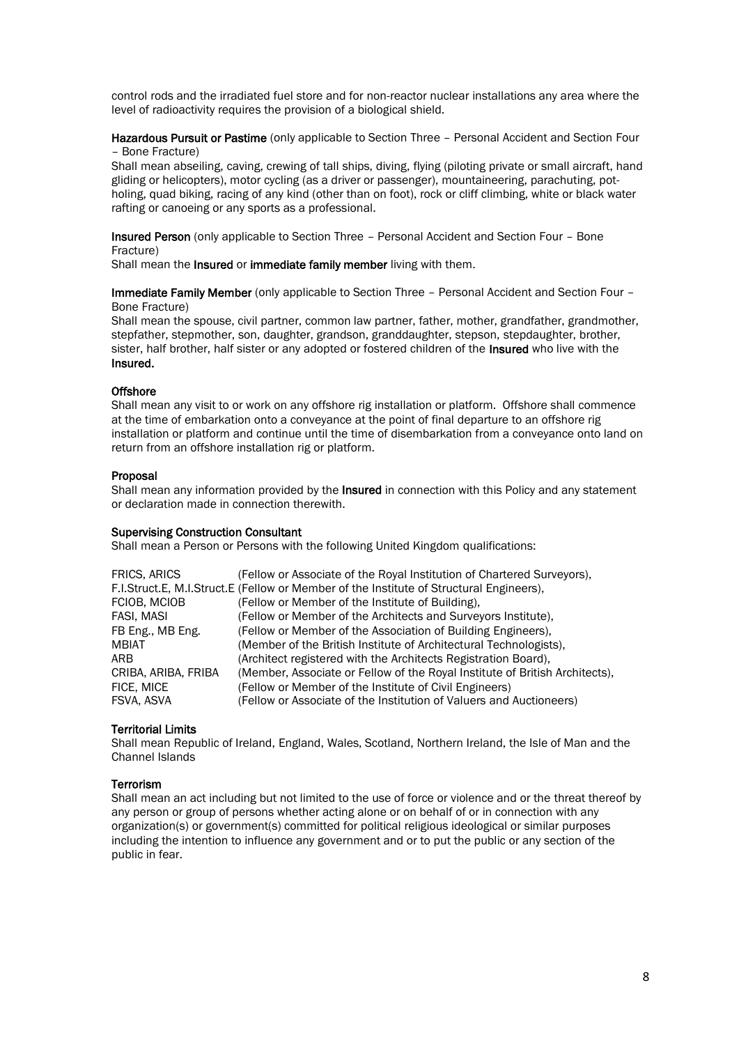control rods and the irradiated fuel store and for non-reactor nuclear installations any area where the level of radioactivity requires the provision of a biological shield.

**Hazardous Pursuit or Pastime** (only applicable to Section Three – Personal Accident and Section Four – Bone Fracture)

Shall mean abseiling, caving, crewing of tall ships, diving, flying (piloting private or small aircraft, hand gliding or helicopters), motor cycling (as a driver or passenger), mountaineering, parachuting, pot-holing, quad biking, racing of any kind (other than on foot), rock or cliff climbing, white or black water rafting or canoeing or any sports as a professional.

**Insured Person** (only applicable to Section Three – Personal Accident and Section Four – Bone Fracture)

Shall mean the **Insured** or **immediate family member** living with them.

**Immediate Family Member** (only applicable to Section Three – Personal Accident and Section Four – Bone Fracture)

Shall mean the spouse, civil partner, common law partner, father, mother, grandfather, grandmother, stepfather, stepmother, son, daughter, grandson, granddaughter, stepson, stepdaughter, brother, sister, half brother, half sister or any adopted or fostered children of the **Insured** who live with the **Insured.**

**Offshore**

Shall mean any visit to or work on any offshore rig installation or platform. Offshore shall commence at the time of embarkation onto a conveyance at the point of final departure to an offshore rig installation or platform and continue until the time of disembarkation from a conveyance onto land on return from an offshore installation rig or platform.

**Proposal**

Shall mean any information provided by the **Insured** in connection with this Policy and any statement or declaration made in connection therewith.

**Supervising Construction Consultant**

Shall mean a Person or Persons with the following United Kingdom qualifications:

| | |
|---|---|
| FRICS, ARICS | (Fellow or Associate of the Royal Institution of Chartered Surveyors), |
| F.I.Struct.E, M.I.Struct.E | (Fellow or Member of the Institute of Structural Engineers), |
| FCIOB, MCIOB | (Fellow or Member of the Institute of Building), |
| FASI, MASI | (Fellow or Member of the Architects and Surveyors Institute), |
| FB Eng., MB Eng. | (Fellow or Member of the Association of Building Engineers), |
| MBIAT | (Member of the British Institute of Architectural Technologists), |
| ARB | (Architect registered with the Architects Registration Board), |
| CRIBA, ARIBA, FRIBA | (Member, Associate or Fellow of the Royal Institute of British Architects), |
| FICE, MICE | (Fellow or Member of the Institute of Civil Engineers) |
| FSVA, ASVA | (Fellow or Associate of the Institution of Valuers and Auctioneers) |

**Territorial Limits**

Shall mean Republic of Ireland, England, Wales, Scotland, Northern Ireland, the Isle of Man and the Channel Islands

**Terrorism**

Shall mean an act including but not limited to the use of force or violence and or the threat thereof by any person or group of persons whether acting alone or on behalf of or in connection with any organization(s) or government(s) committed for political religious ideological or similar purposes including the intention to influence any government and or to put the public or any section of the public in fear.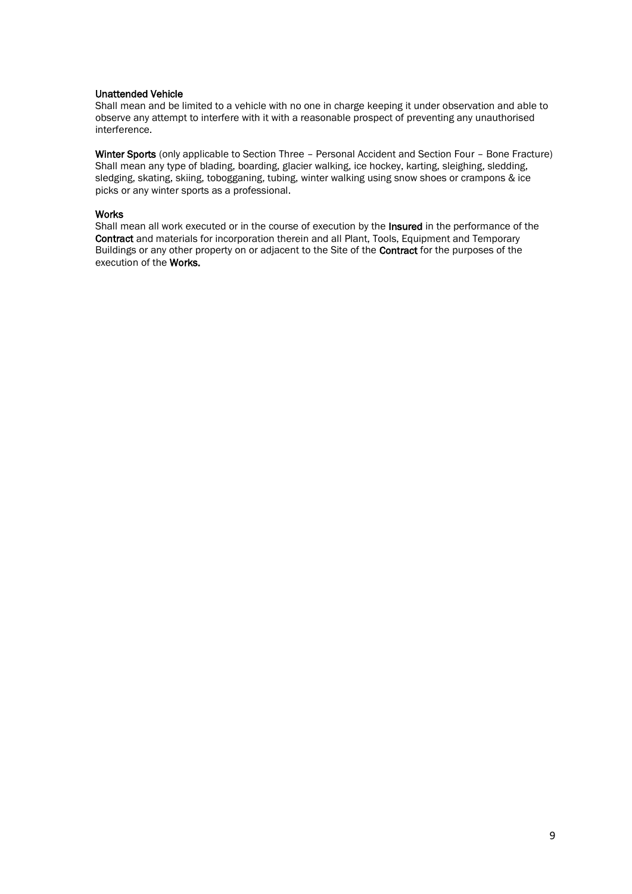**Unattended Vehicle**
Shall mean and be limited to a vehicle with no one in charge keeping it under observation and able to observe any attempt to interfere with it with a reasonable prospect of preventing any unauthorised interference.

**Winter Sports** (only applicable to Section Three – Personal Accident and Section Four – Bone Fracture)
Shall mean any type of blading, boarding, glacier walking, ice hockey, karting, sleighing, sledding, sledging, skating, skiing, tobogganing, tubing, winter walking using snow shoes or crampons & ice picks or any winter sports as a professional.

**Works**
Shall mean all work executed or in the course of execution by the **Insured** in the performance of the **Contract** and materials for incorporation therein and all Plant, Tools, Equipment and Temporary Buildings or any other property on or adjacent to the Site of the **Contract** for the purposes of the execution of the **Works.**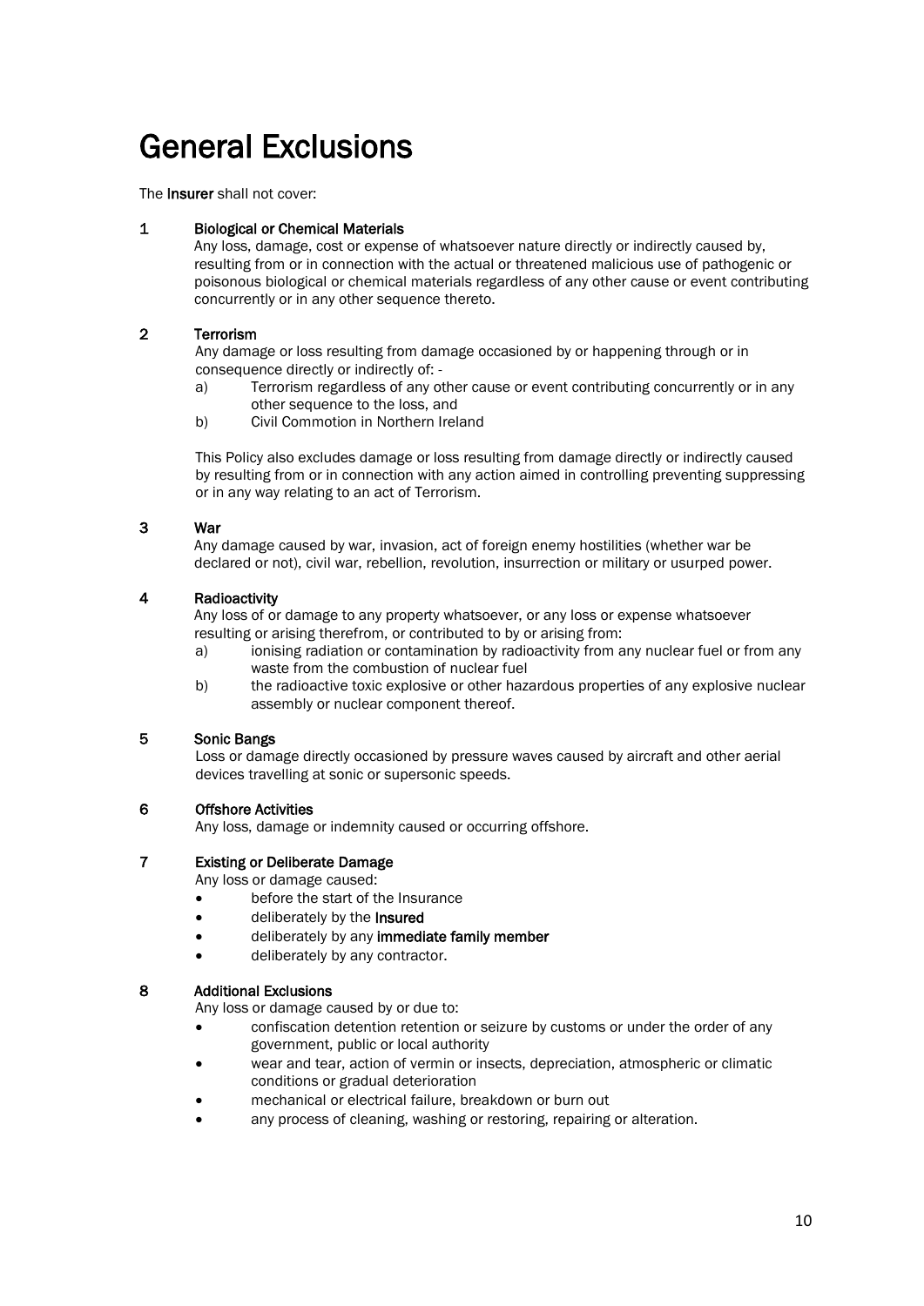# General Exclusions

The **Insurer** shall not cover:

**1 Biological or Chemical Materials**

Any loss, damage, cost or expense of whatsoever nature directly or indirectly caused by, resulting from or in connection with the actual or threatened malicious use of pathogenic or poisonous biological or chemical materials regardless of any other cause or event contributing concurrently or in any other sequence thereto.

**2 Terrorism**

Any damage or loss resulting from damage occasioned by or happening through or in consequence directly or indirectly of: -

a) Terrorism regardless of any other cause or event contributing concurrently or in any other sequence to the loss, and
b) Civil Commotion in Northern Ireland

This Policy also excludes damage or loss resulting from damage directly or indirectly caused by resulting from or in connection with any action aimed in controlling preventing suppressing or in any way relating to an act of Terrorism.

**3 War**

Any damage caused by war, invasion, act of foreign enemy hostilities (whether war be declared or not), civil war, rebellion, revolution, insurrection or military or usurped power.

**4 Radioactivity**

Any loss of or damage to any property whatsoever, or any loss or expense whatsoever resulting or arising therefrom, or contributed to by or arising from:

a) ionising radiation or contamination by radioactivity from any nuclear fuel or from any waste from the combustion of nuclear fuel
b) the radioactive toxic explosive or other hazardous properties of any explosive nuclear assembly or nuclear component thereof.

**5 Sonic Bangs**

Loss or damage directly occasioned by pressure waves caused by aircraft and other aerial devices travelling at sonic or supersonic speeds.

**6 Offshore Activities**

Any loss, damage or indemnity caused or occurring offshore.

**7 Existing or Deliberate Damage**

Any loss or damage caused:

- before the start of the Insurance
- deliberately by the **Insured**
- deliberately by any **immediate family member**
- deliberately by any contractor.

**8 Additional Exclusions**

Any loss or damage caused by or due to:

- confiscation detention retention or seizure by customs or under the order of any government, public or local authority
- wear and tear, action of vermin or insects, depreciation, atmospheric or climatic conditions or gradual deterioration
- mechanical or electrical failure, breakdown or burn out
- any process of cleaning, washing or restoring, repairing or alteration.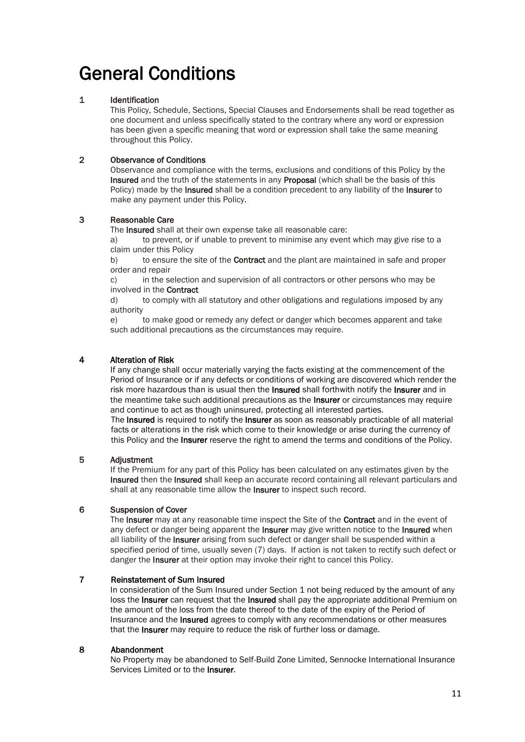# General Conditions

**1 Identification**

This Policy, Schedule, Sections, Special Clauses and Endorsements shall be read together as one document and unless specifically stated to the contrary where any word or expression has been given a specific meaning that word or expression shall take the same meaning throughout this Policy.

**2 Observance of Conditions**

Observance and compliance with the terms, exclusions and conditions of this Policy by the **Insured** and the truth of the statements in any **Proposal** (which shall be the basis of this Policy) made by the **Insured** shall be a condition precedent to any liability of the **Insurer** to make any payment under this Policy.

**3 Reasonable Care**

The **Insured** shall at their own expense take all reasonable care:

a) to prevent, or if unable to prevent to minimise any event which may give rise to a claim under this Policy

b) to ensure the site of the **Contract** and the plant are maintained in safe and proper order and repair

c) in the selection and supervision of all contractors or other persons who may be involved in the **Contract**

d) to comply with all statutory and other obligations and regulations imposed by any authority

e) to make good or remedy any defect or danger which becomes apparent and take such additional precautions as the circumstances may require.

**4 Alteration of Risk**

If any change shall occur materially varying the facts existing at the commencement of the Period of Insurance or if any defects or conditions of working are discovered which render the risk more hazardous than is usual then the **Insured** shall forthwith notify the **Insurer** and in the meantime take such additional precautions as the **Insurer** or circumstances may require and continue to act as though uninsured, protecting all interested parties.

The **Insured** is required to notify the **Insurer** as soon as reasonably practicable of all material facts or alterations in the risk which come to their knowledge or arise during the currency of this Policy and the **Insurer** reserve the right to amend the terms and conditions of the Policy.

**5 Adjustment**

If the Premium for any part of this Policy has been calculated on any estimates given by the **Insured** then the **Insured** shall keep an accurate record containing all relevant particulars and shall at any reasonable time allow the **Insurer** to inspect such record.

**6 Suspension of Cover**

The **Insurer** may at any reasonable time inspect the Site of the **Contract** and in the event of any defect or danger being apparent the **Insurer** may give written notice to the **Insured** when all liability of the **Insurer** arising from such defect or danger shall be suspended within a specified period of time, usually seven (7) days. If action is not taken to rectify such defect or danger the **Insurer** at their option may invoke their right to cancel this Policy.

**7 Reinstatement of Sum Insured**

In consideration of the Sum Insured under Section 1 not being reduced by the amount of any loss the **Insurer** can request that the **Insured** shall pay the appropriate additional Premium on the amount of the loss from the date thereof to the date of the expiry of the Period of Insurance and the **Insured** agrees to comply with any recommendations or other measures that the **Insurer** may require to reduce the risk of further loss or damage.

**8 Abandonment**

No Property may be abandoned to Self-Build Zone Limited, Sennocke International Insurance Services Limited or to the **Insurer**.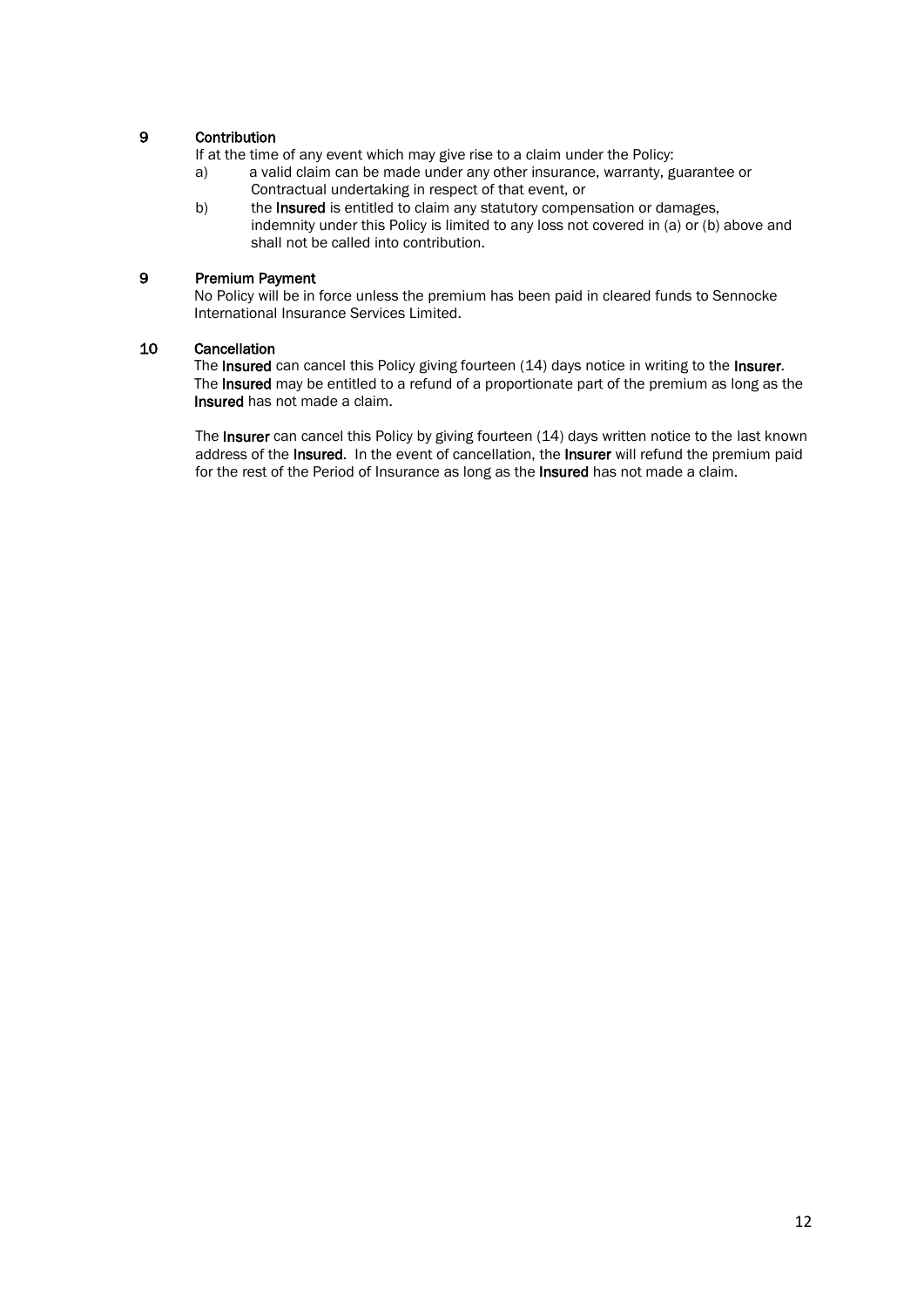**9 Contribution**

If at the time of any event which may give rise to a claim under the Policy:

a) a valid claim can be made under any other insurance, warranty, guarantee or Contractual undertaking in respect of that event, or

b) the **Insured** is entitled to claim any statutory compensation or damages, indemnity under this Policy is limited to any loss not covered in (a) or (b) above and shall not be called into contribution.

**9 Premium Payment**

No Policy will be in force unless the premium has been paid in cleared funds to Sennocke International Insurance Services Limited.

**10 Cancellation**

The **Insured** can cancel this Policy giving fourteen (14) days notice in writing to the **Insurer**. The **Insured** may be entitled to a refund of a proportionate part of the premium as long as the **Insured** has not made a claim.

The **Insurer** can cancel this Policy by giving fourteen (14) days written notice to the last known address of the **Insured**. In the event of cancellation, the **Insurer** will refund the premium paid for the rest of the Period of Insurance as long as the **Insured** has not made a claim.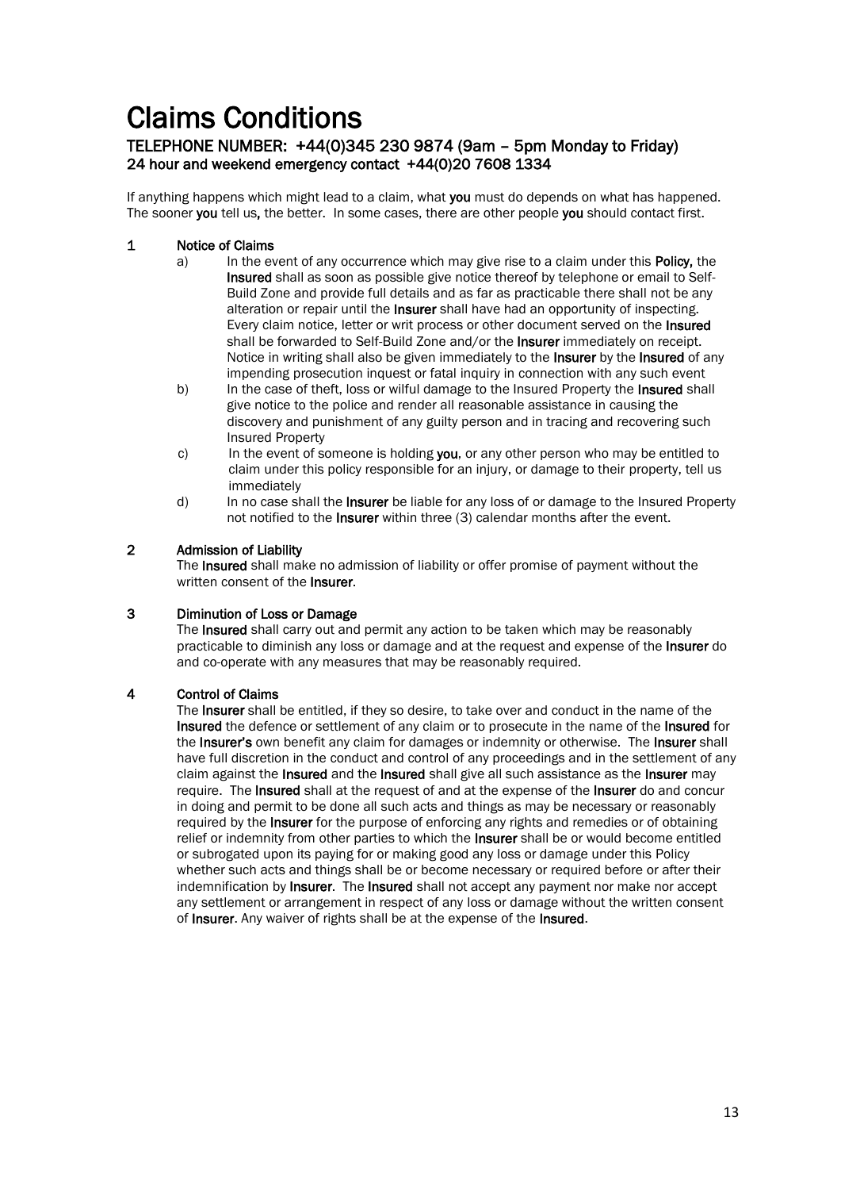# Claims Conditions

**TELEPHONE NUMBER: +44(0)345 230 9874 (9am – 5pm Monday to Friday)**
**24 hour and weekend emergency contact +44(0)20 7608 1334**

If anything happens which might lead to a claim, what **you** must do depends on what has happened. The sooner **you** tell us**,** the better. In some cases, there are other people **you** should contact first.

**1 Notice of Claims**

a) In the event of any occurrence which may give rise to a claim under this **Policy,** the **Insured** shall as soon as possible give notice thereof by telephone or email to Self-Build Zone and provide full details and as far as practicable there shall not be any alteration or repair until the **Insurer** shall have had an opportunity of inspecting. Every claim notice, letter or writ process or other document served on the **Insured** shall be forwarded to Self-Build Zone and/or the **Insurer** immediately on receipt. Notice in writing shall also be given immediately to the **Insurer** by the **Insured** of any impending prosecution inquest or fatal inquiry in connection with any such event

b) In the case of theft, loss or wilful damage to the Insured Property the **Insured** shall give notice to the police and render all reasonable assistance in causing the discovery and punishment of any guilty person and in tracing and recovering such Insured Property

c) In the event of someone is holding **you**, or any other person who may be entitled to claim under this policy responsible for an injury, or damage to their property, tell us immediately

d) In no case shall the **Insurer** be liable for any loss of or damage to the Insured Property not notified to the **Insurer** within three (3) calendar months after the event.

**2 Admission of Liability**

The **Insured** shall make no admission of liability or offer promise of payment without the written consent of the **Insurer**.

**3 Diminution of Loss or Damage**

The **Insured** shall carry out and permit any action to be taken which may be reasonably practicable to diminish any loss or damage and at the request and expense of the **Insurer** do and co-operate with any measures that may be reasonably required.

**4 Control of Claims**

The **Insurer** shall be entitled, if they so desire, to take over and conduct in the name of the **Insured** the defence or settlement of any claim or to prosecute in the name of the **Insured** for the **Insurer's** own benefit any claim for damages or indemnity or otherwise. The **Insurer** shall have full discretion in the conduct and control of any proceedings and in the settlement of any claim against the **Insured** and the **Insured** shall give all such assistance as the **Insurer** may require. The **Insured** shall at the request of and at the expense of the **Insurer** do and concur in doing and permit to be done all such acts and things as may be necessary or reasonably required by the **Insurer** for the purpose of enforcing any rights and remedies or of obtaining relief or indemnity from other parties to which the **Insurer** shall be or would become entitled or subrogated upon its paying for or making good any loss or damage under this Policy whether such acts and things shall be or become necessary or required before or after their indemnification by **Insurer**. The **Insured** shall not accept any payment nor make nor accept any settlement or arrangement in respect of any loss or damage without the written consent of **Insurer**. Any waiver of rights shall be at the expense of the **Insured**.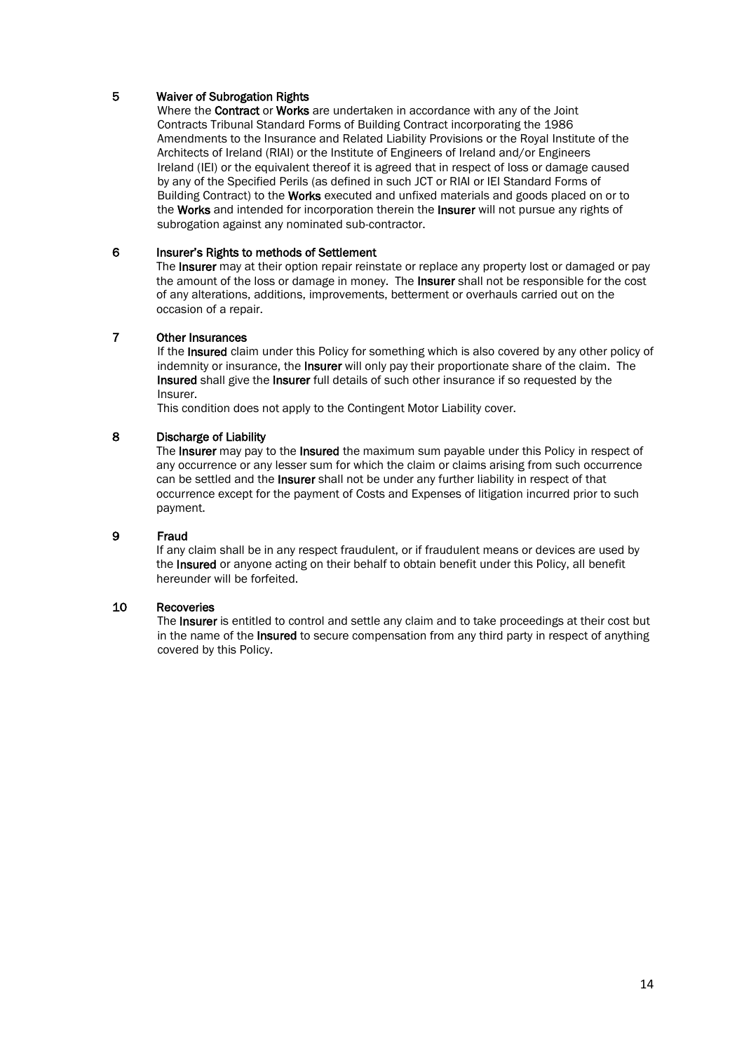## 5 Waiver of Subrogation Rights

Where the **Contract** or **Works** are undertaken in accordance with any of the Joint Contracts Tribunal Standard Forms of Building Contract incorporating the 1986 Amendments to the Insurance and Related Liability Provisions or the Royal Institute of the Architects of Ireland (RIAI) or the Institute of Engineers of Ireland and/or Engineers Ireland (IEI) or the equivalent thereof it is agreed that in respect of loss or damage caused by any of the Specified Perils (as defined in such JCT or RIAI or IEI Standard Forms of Building Contract) to the **Works** executed and unfixed materials and goods placed on or to the **Works** and intended for incorporation therein the **Insurer** will not pursue any rights of subrogation against any nominated sub-contractor.

## 6 Insurer's Rights to methods of Settlement

The **Insurer** may at their option repair reinstate or replace any property lost or damaged or pay the amount of the loss or damage in money. The **Insurer** shall not be responsible for the cost of any alterations, additions, improvements, betterment or overhauls carried out on the occasion of a repair.

## 7 Other Insurances

If the **Insured** claim under this Policy for something which is also covered by any other policy of indemnity or insurance, the **Insurer** will only pay their proportionate share of the claim. The **Insured** shall give the **Insurer** full details of such other insurance if so requested by the Insurer.

This condition does not apply to the Contingent Motor Liability cover.

## 8 Discharge of Liability

The **Insurer** may pay to the **Insured** the maximum sum payable under this Policy in respect of any occurrence or any lesser sum for which the claim or claims arising from such occurrence can be settled and the **Insurer** shall not be under any further liability in respect of that occurrence except for the payment of Costs and Expenses of litigation incurred prior to such payment.

## 9 Fraud

If any claim shall be in any respect fraudulent, or if fraudulent means or devices are used by the **Insured** or anyone acting on their behalf to obtain benefit under this Policy, all benefit hereunder will be forfeited.

## 10 Recoveries

The **Insurer** is entitled to control and settle any claim and to take proceedings at their cost but in the name of the **Insured** to secure compensation from any third party in respect of anything covered by this Policy.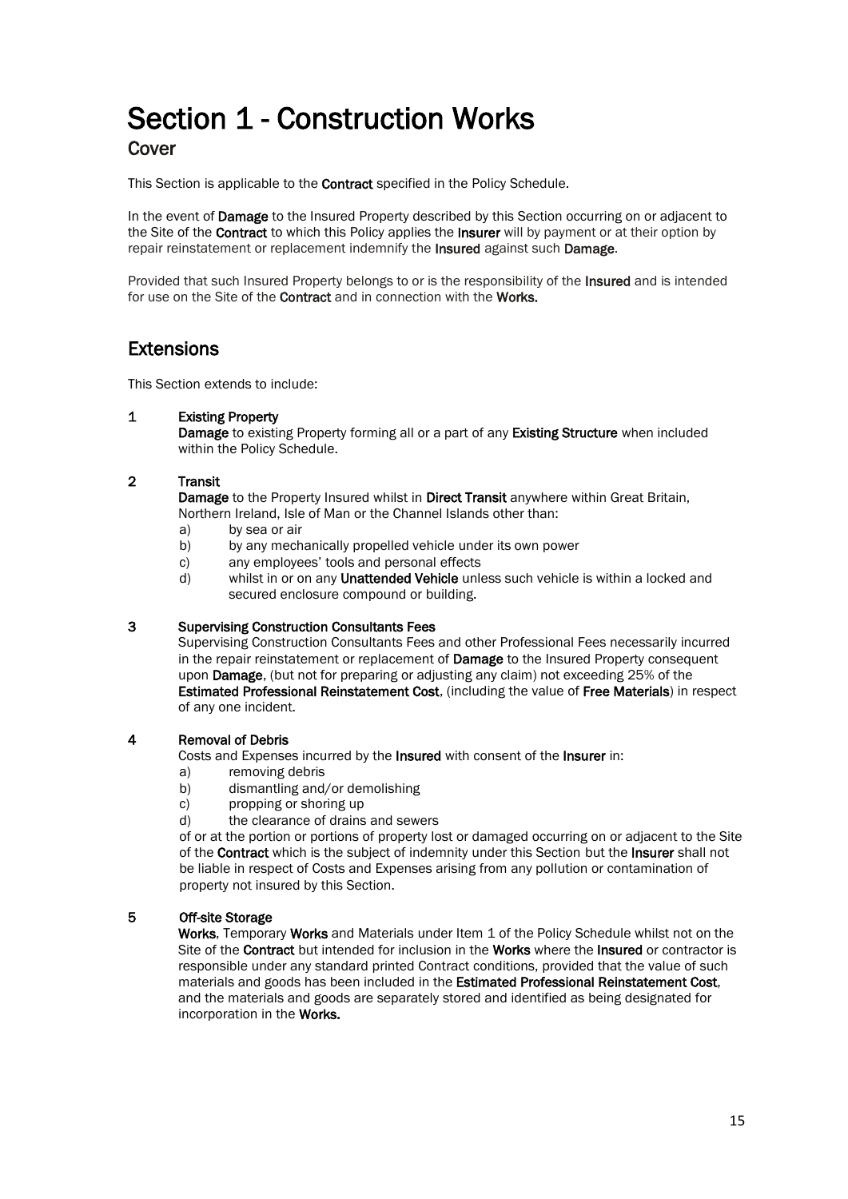# Section 1 - Construction Works

## Cover

This Section is applicable to the **Contract** specified in the Policy Schedule.

In the event of **Damage** to the Insured Property described by this Section occurring on or adjacent to the Site of the **Contract** to which this Policy applies the **Insurer** will by payment or at their option by repair reinstatement or replacement indemnify the **Insured** against such **Damage**.

Provided that such Insured Property belongs to or is the responsibility of the **Insured** and is intended for use on the Site of the **Contract** and in connection with the **Works.**

## Extensions

This Section extends to include:

1 **Existing Property**
**Damage** to existing Property forming all or a part of any **Existing Structure** when included within the Policy Schedule.

2 **Transit**
**Damage** to the Property Insured whilst in **Direct Transit** anywhere within Great Britain, Northern Ireland, Isle of Man or the Channel Islands other than:
   - a) by sea or air
   - b) by any mechanically propelled vehicle under its own power
   - c) any employees' tools and personal effects
   - d) whilst in or on any **Unattended Vehicle** unless such vehicle is within a locked and secured enclosure compound or building.

3 **Supervising Construction Consultants Fees**
Supervising Construction Consultants Fees and other Professional Fees necessarily incurred in the repair reinstatement or replacement of **Damage** to the Insured Property consequent upon **Damage**, (but not for preparing or adjusting any claim) not exceeding 25% of the **Estimated Professional Reinstatement Cost**, (including the value of **Free Materials**) in respect of any one incident.

4 **Removal of Debris**
Costs and Expenses incurred by the **Insured** with consent of the **Insurer** in:
   - a) removing debris
   - b) dismantling and/or demolishing
   - c) propping or shoring up
   - d) the clearance of drains and sewers

of or at the portion or portions of property lost or damaged occurring on or adjacent to the Site of the **Contract** which is the subject of indemnity under this Section but the **Insurer** shall not be liable in respect of Costs and Expenses arising from any pollution or contamination of property not insured by this Section.

5 **Off-site Storage**
**Works**, Temporary **Works** and Materials under Item 1 of the Policy Schedule whilst not on the Site of the **Contract** but intended for inclusion in the **Works** where the **Insured** or contractor is responsible under any standard printed Contract conditions, provided that the value of such materials and goods has been included in the **Estimated Professional Reinstatement Cost**, and the materials and goods are separately stored and identified as being designated for incorporation in the **Works.**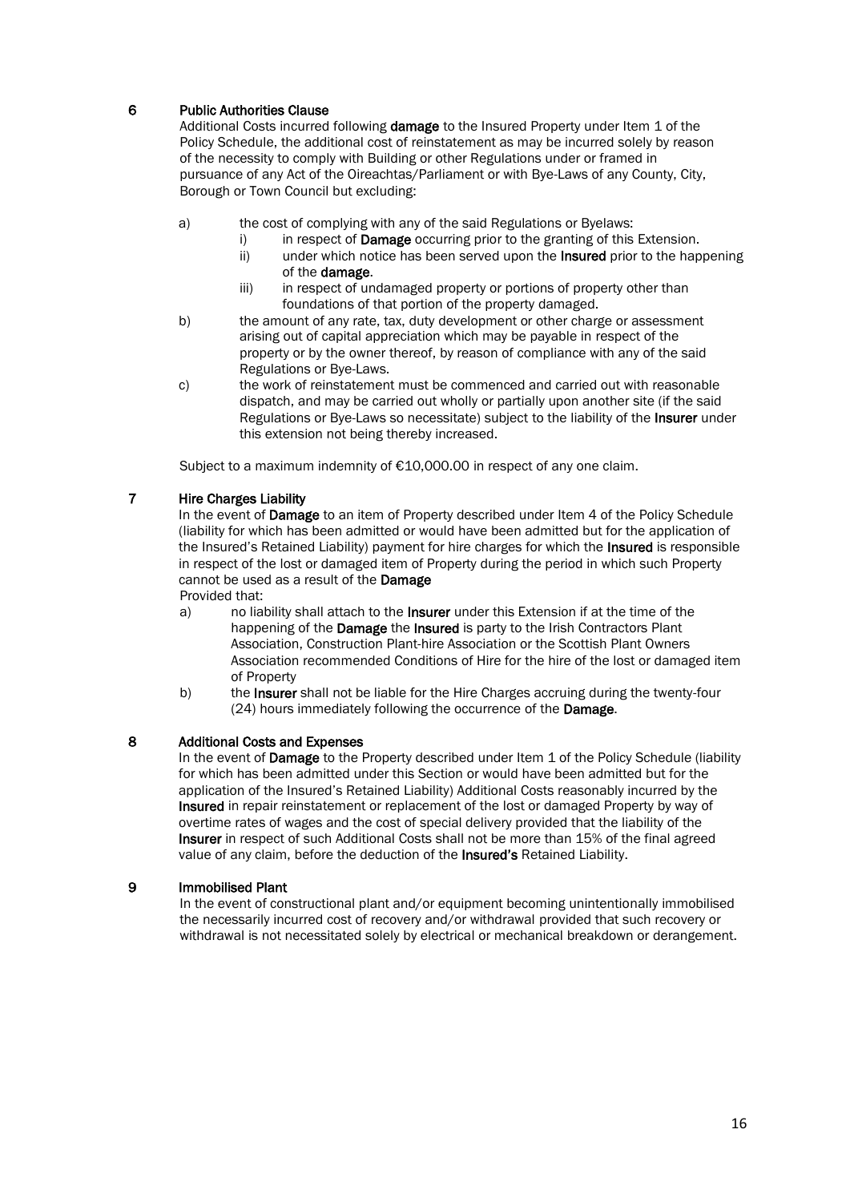### 6 Public Authorities Clause

Additional Costs incurred following **damage** to the Insured Property under Item 1 of the Policy Schedule, the additional cost of reinstatement as may be incurred solely by reason of the necessity to comply with Building or other Regulations under or framed in pursuance of any Act of the Oireachtas/Parliament or with Bye-Laws of any County, City, Borough or Town Council but excluding:

a) the cost of complying with any of the said Regulations or Byelaws:
   - i) in respect of **Damage** occurring prior to the granting of this Extension.
   - ii) under which notice has been served upon the **Insured** prior to the happening of the **damage**.
   - iii) in respect of undamaged property or portions of property other than foundations of that portion of the property damaged.

b) the amount of any rate, tax, duty development or other charge or assessment arising out of capital appreciation which may be payable in respect of the property or by the owner thereof, by reason of compliance with any of the said Regulations or Bye-Laws.

c) the work of reinstatement must be commenced and carried out with reasonable dispatch, and may be carried out wholly or partially upon another site (if the said Regulations or Bye-Laws so necessitate) subject to the liability of the **Insurer** under this extension not being thereby increased.

Subject to a maximum indemnity of €10,000.00 in respect of any one claim.

### 7 Hire Charges Liability

In the event of **Damage** to an item of Property described under Item 4 of the Policy Schedule (liability for which has been admitted or would have been admitted but for the application of the Insured's Retained Liability) payment for hire charges for which the **Insured** is responsible in respect of the lost or damaged item of Property during the period in which such Property cannot be used as a result of the **Damage**

Provided that:

a) no liability shall attach to the **Insurer** under this Extension if at the time of the happening of the **Damage** the **Insured** is party to the Irish Contractors Plant Association, Construction Plant-hire Association or the Scottish Plant Owners Association recommended Conditions of Hire for the hire of the lost or damaged item of Property

b) the **Insurer** shall not be liable for the Hire Charges accruing during the twenty-four (24) hours immediately following the occurrence of the **Damage**.

### 8 Additional Costs and Expenses

In the event of **Damage** to the Property described under Item 1 of the Policy Schedule (liability for which has been admitted under this Section or would have been admitted but for the application of the Insured's Retained Liability) Additional Costs reasonably incurred by the **Insured** in repair reinstatement or replacement of the lost or damaged Property by way of overtime rates of wages and the cost of special delivery provided that the liability of the **Insurer** in respect of such Additional Costs shall not be more than 15% of the final agreed value of any claim, before the deduction of the **Insured's** Retained Liability.

### 9 Immobilised Plant

In the event of constructional plant and/or equipment becoming unintentionally immobilised the necessarily incurred cost of recovery and/or withdrawal provided that such recovery or withdrawal is not necessitated solely by electrical or mechanical breakdown or derangement.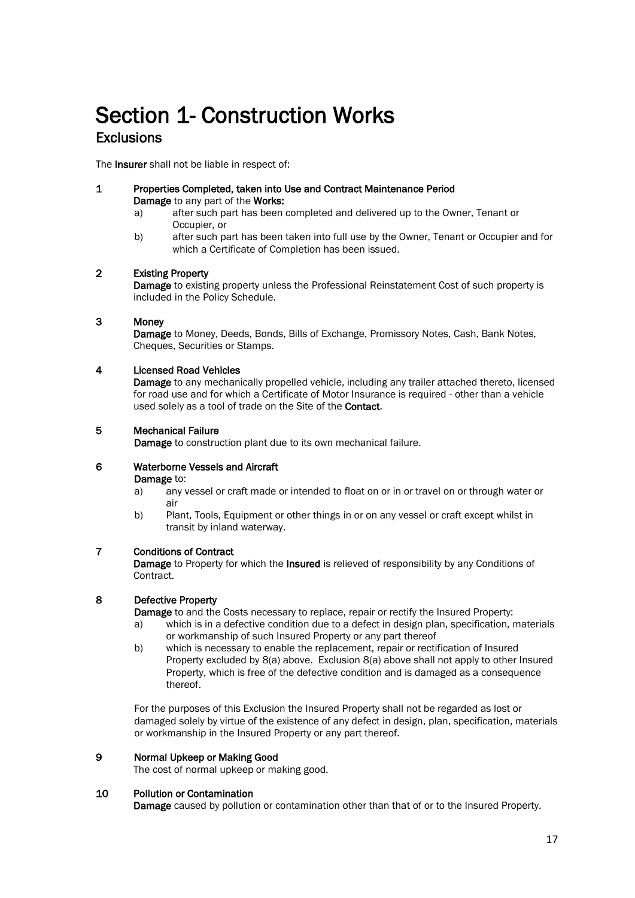# Section 1- Construction Works

## Exclusions

The **Insurer** shall not be liable in respect of:

**1 Properties Completed, taken into Use and Contract Maintenance Period**

**Damage** to any part of the **Works:**

a) after such part has been completed and delivered up to the Owner, Tenant or Occupier, or

b) after such part has been taken into full use by the Owner, Tenant or Occupier and for which a Certificate of Completion has been issued.

**2 Existing Property**

**Damage** to existing property unless the Professional Reinstatement Cost of such property is included in the Policy Schedule.

**3 Money**

**Damage** to Money, Deeds, Bonds, Bills of Exchange, Promissory Notes, Cash, Bank Notes, Cheques, Securities or Stamps.

**4 Licensed Road Vehicles**

**Damage** to any mechanically propelled vehicle, including any trailer attached thereto, licensed for road use and for which a Certificate of Motor Insurance is required - other than a vehicle used solely as a tool of trade on the Site of the **Contact**.

**5 Mechanical Failure**

**Damage** to construction plant due to its own mechanical failure.

**6 Waterborne Vessels and Aircraft**

**Damage** to:

a) any vessel or craft made or intended to float on or in or travel on or through water or air

b) Plant, Tools, Equipment or other things in or on any vessel or craft except whilst in transit by inland waterway.

**7 Conditions of Contract**

**Damage** to Property for which the **Insured** is relieved of responsibility by any Conditions of Contract.

**8 Defective Property**

**Damage** to and the Costs necessary to replace, repair or rectify the Insured Property:

a) which is in a defective condition due to a defect in design plan, specification, materials or workmanship of such Insured Property or any part thereof

b) which is necessary to enable the replacement, repair or rectification of Insured Property excluded by 8(a) above. Exclusion 8(a) above shall not apply to other Insured Property, which is free of the defective condition and is damaged as a consequence thereof.

For the purposes of this Exclusion the Insured Property shall not be regarded as lost or damaged solely by virtue of the existence of any defect in design, plan, specification, materials or workmanship in the Insured Property or any part thereof.

**9 Normal Upkeep or Making Good**

The cost of normal upkeep or making good.

**10 Pollution or Contamination**

**Damage** caused by pollution or contamination other than that of or to the Insured Property.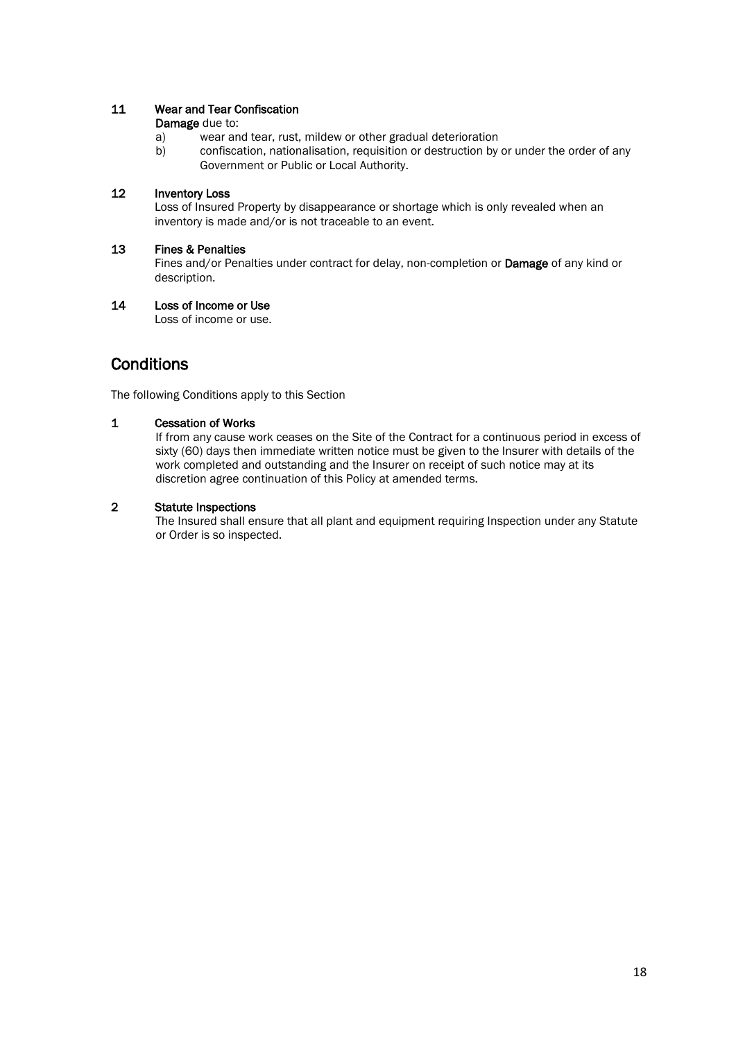**11 Wear and Tear Confiscation**

**Damage** due to:

a) wear and tear, rust, mildew or other gradual deterioration
b) confiscation, nationalisation, requisition or destruction by or under the order of any Government or Public or Local Authority.

**12 Inventory Loss**

Loss of Insured Property by disappearance or shortage which is only revealed when an inventory is made and/or is not traceable to an event.

**13 Fines & Penalties**

Fines and/or Penalties under contract for delay, non-completion or **Damage** of any kind or description.

**14 Loss of Income or Use**

Loss of income or use.

## Conditions

The following Conditions apply to this Section

**1 Cessation of Works**

If from any cause work ceases on the Site of the Contract for a continuous period in excess of sixty (60) days then immediate written notice must be given to the Insurer with details of the work completed and outstanding and the Insurer on receipt of such notice may at its discretion agree continuation of this Policy at amended terms.

**2 Statute Inspections**

The Insured shall ensure that all plant and equipment requiring Inspection under any Statute or Order is so inspected.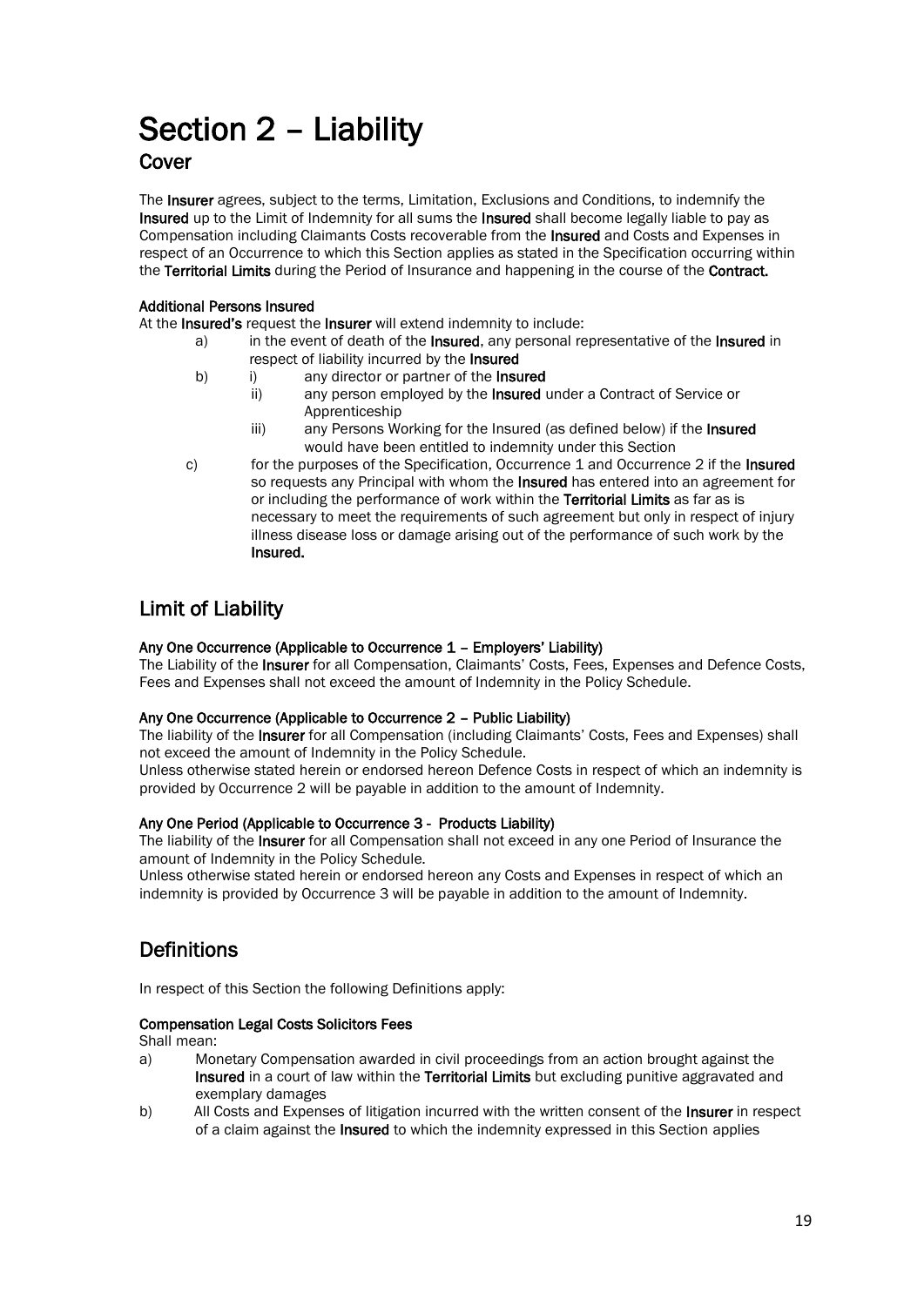# Section 2 – Liability

## Cover

The **Insurer** agrees, subject to the terms, Limitation, Exclusions and Conditions, to indemnify the **Insured** up to the Limit of Indemnity for all sums the **Insured** shall become legally liable to pay as Compensation including Claimants Costs recoverable from the **Insured** and Costs and Expenses in respect of an Occurrence to which this Section applies as stated in the Specification occurring within the **Territorial Limits** during the Period of Insurance and happening in the course of the **Contract.**

**Additional Persons Insured**

At the **Insured's** request the **Insurer** will extend indemnity to include:

a) in the event of death of the **Insured**, any personal representative of the **Insured** in respect of liability incurred by the **Insured**

b) i) any director or partner of the **Insured**

   ii) any person employed by the **Insured** under a Contract of Service or Apprenticeship

   iii) any Persons Working for the Insured (as defined below) if the **Insured** would have been entitled to indemnity under this Section

c) for the purposes of the Specification, Occurrence 1 and Occurrence 2 if the **Insured** so requests any Principal with whom the **Insured** has entered into an agreement for or including the performance of work within the **Territorial Limits** as far as is necessary to meet the requirements of such agreement but only in respect of injury illness disease loss or damage arising out of the performance of such work by the **Insured.**

## Limit of Liability

**Any One Occurrence (Applicable to Occurrence 1 – Employers' Liability)**

The Liability of the **Insurer** for all Compensation, Claimants' Costs, Fees, Expenses and Defence Costs, Fees and Expenses shall not exceed the amount of Indemnity in the Policy Schedule.

**Any One Occurrence (Applicable to Occurrence 2 – Public Liability)**

The liability of the **Insurer** for all Compensation (including Claimants' Costs, Fees and Expenses) shall not exceed the amount of Indemnity in the Policy Schedule.

Unless otherwise stated herein or endorsed hereon Defence Costs in respect of which an indemnity is provided by Occurrence 2 will be payable in addition to the amount of Indemnity.

**Any One Period (Applicable to Occurrence 3 - Products Liability)**

The liability of the **Insurer** for all Compensation shall not exceed in any one Period of Insurance the amount of Indemnity in the Policy Schedule.

Unless otherwise stated herein or endorsed hereon any Costs and Expenses in respect of which an indemnity is provided by Occurrence 3 will be payable in addition to the amount of Indemnity.

## Definitions

In respect of this Section the following Definitions apply:

**Compensation Legal Costs Solicitors Fees**

Shall mean:

a) Monetary Compensation awarded in civil proceedings from an action brought against the **Insured** in a court of law within the **Territorial Limits** but excluding punitive aggravated and exemplary damages

b) All Costs and Expenses of litigation incurred with the written consent of the **Insurer** in respect of a claim against the **Insured** to which the indemnity expressed in this Section applies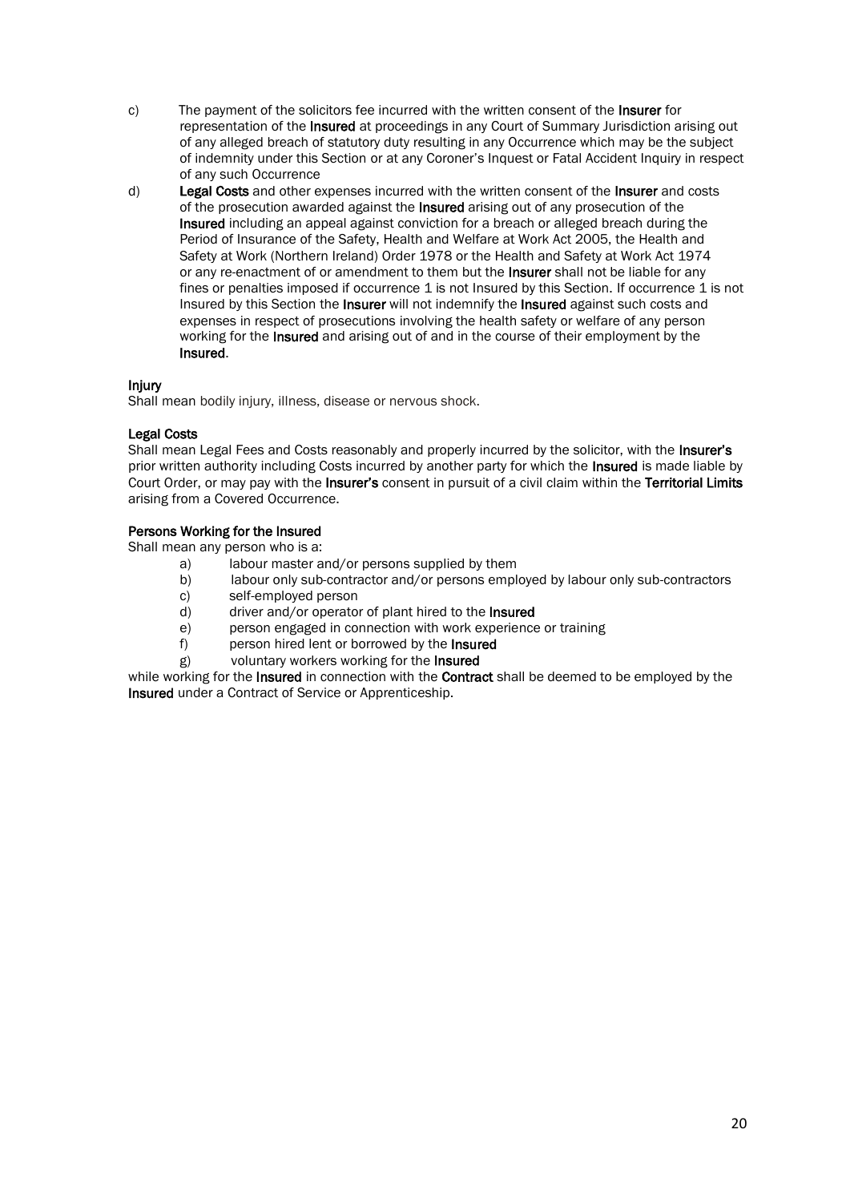c) The payment of the solicitors fee incurred with the written consent of the **Insurer** for representation of the **Insured** at proceedings in any Court of Summary Jurisdiction arising out of any alleged breach of statutory duty resulting in any Occurrence which may be the subject of indemnity under this Section or at any Coroner's Inquest or Fatal Accident Inquiry in respect of any such Occurrence

d) **Legal Costs** and other expenses incurred with the written consent of the **Insurer** and costs of the prosecution awarded against the **Insured** arising out of any prosecution of the **Insured** including an appeal against conviction for a breach or alleged breach during the Period of Insurance of the Safety, Health and Welfare at Work Act 2005, the Health and Safety at Work (Northern Ireland) Order 1978 or the Health and Safety at Work Act 1974 or any re-enactment of or amendment to them but the **Insurer** shall not be liable for any fines or penalties imposed if occurrence 1 is not Insured by this Section. If occurrence 1 is not Insured by this Section the **Insurer** will not indemnify the **Insured** against such costs and expenses in respect of prosecutions involving the health safety or welfare of any person working for the **Insured** and arising out of and in the course of their employment by the **Insured**.

**Injury**
Shall mean bodily injury, illness, disease or nervous shock.

**Legal Costs**
Shall mean Legal Fees and Costs reasonably and properly incurred by the solicitor, with the **Insurer's** prior written authority including Costs incurred by another party for which the **Insured** is made liable by Court Order, or may pay with the **Insurer's** consent in pursuit of a civil claim within the **Territorial Limits** arising from a Covered Occurrence.

**Persons Working for the Insured**
Shall mean any person who is a:

a) labour master and/or persons supplied by them
b) labour only sub-contractor and/or persons employed by labour only sub-contractors
c) self-employed person
d) driver and/or operator of plant hired to the **Insured**
e) person engaged in connection with work experience or training
f) person hired lent or borrowed by the **Insured**
g) voluntary workers working for the **Insured**

while working for the **Insured** in connection with the **Contract** shall be deemed to be employed by the **Insured** under a Contract of Service or Apprenticeship.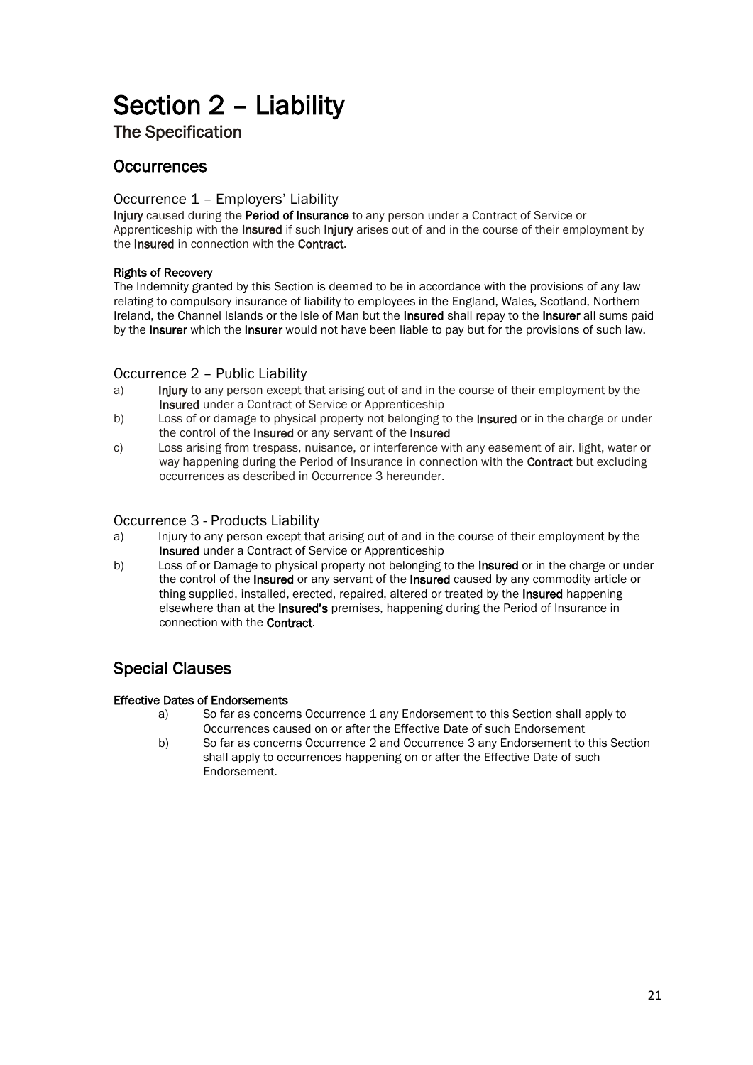# Section 2 – Liability

## The Specification

## Occurrences

### Occurrence 1 – Employers' Liability

**Injury** caused during the **Period of Insurance** to any person under a Contract of Service or Apprenticeship with the **Insured** if such **Injury** arises out of and in the course of their employment by the **Insured** in connection with the **Contract**.

**Rights of Recovery**

The Indemnity granted by this Section is deemed to be in accordance with the provisions of any law relating to compulsory insurance of liability to employees in the England, Wales, Scotland, Northern Ireland, the Channel Islands or the Isle of Man but the **Insured** shall repay to the **Insurer** all sums paid by the **Insurer** which the **Insurer** would not have been liable to pay but for the provisions of such law.

### Occurrence 2 – Public Liability

a) **Injury** to any person except that arising out of and in the course of their employment by the **Insured** under a Contract of Service or Apprenticeship

b) Loss of or damage to physical property not belonging to the **Insured** or in the charge or under the control of the **Insured** or any servant of the **Insured**

c) Loss arising from trespass, nuisance, or interference with any easement of air, light, water or way happening during the Period of Insurance in connection with the **Contract** but excluding occurrences as described in Occurrence 3 hereunder.

### Occurrence 3 - Products Liability

a) Injury to any person except that arising out of and in the course of their employment by the **Insured** under a Contract of Service or Apprenticeship

b) Loss of or Damage to physical property not belonging to the **Insured** or in the charge or under the control of the **Insured** or any servant of the **Insured** caused by any commodity article or thing supplied, installed, erected, repaired, altered or treated by the **Insured** happening elsewhere than at the **Insured's** premises, happening during the Period of Insurance in connection with the **Contract**.

## Special Clauses

**Effective Dates of Endorsements**

a) So far as concerns Occurrence 1 any Endorsement to this Section shall apply to Occurrences caused on or after the Effective Date of such Endorsement

b) So far as concerns Occurrence 2 and Occurrence 3 any Endorsement to this Section shall apply to occurrences happening on or after the Effective Date of such Endorsement.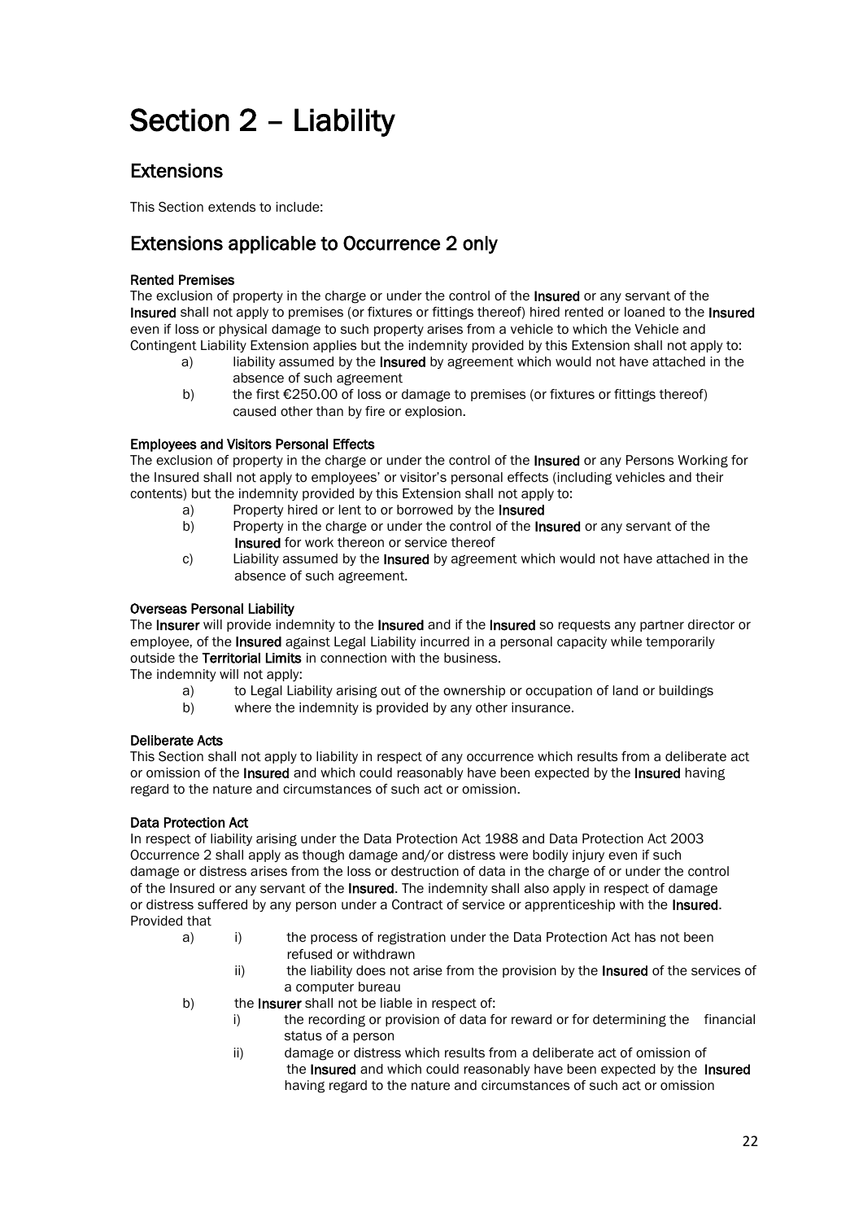# Section 2 – Liability

## Extensions

This Section extends to include:

## Extensions applicable to Occurrence 2 only

**Rented Premises**

The exclusion of property in the charge or under the control of the **Insured** or any servant of the **Insured** shall not apply to premises (or fixtures or fittings thereof) hired rented or loaned to the **Insured** even if loss or physical damage to such property arises from a vehicle to which the Vehicle and Contingent Liability Extension applies but the indemnity provided by this Extension shall not apply to:

- a) liability assumed by the **Insured** by agreement which would not have attached in the absence of such agreement
- b) the first €250.00 of loss or damage to premises (or fixtures or fittings thereof) caused other than by fire or explosion.

**Employees and Visitors Personal Effects**

The exclusion of property in the charge or under the control of the **Insured** or any Persons Working for the Insured shall not apply to employees' or visitor's personal effects (including vehicles and their contents) but the indemnity provided by this Extension shall not apply to:

- a) Property hired or lent to or borrowed by the **Insured**
- b) Property in the charge or under the control of the **Insured** or any servant of the **Insured** for work thereon or service thereof
- c) Liability assumed by the **Insured** by agreement which would not have attached in the absence of such agreement.

**Overseas Personal Liability**

The **Insurer** will provide indemnity to the **Insured** and if the **Insured** so requests any partner director or employee, of the **Insured** against Legal Liability incurred in a personal capacity while temporarily outside the **Territorial Limits** in connection with the business.

The indemnity will not apply:

- a) to Legal Liability arising out of the ownership or occupation of land or buildings
- b) where the indemnity is provided by any other insurance.

**Deliberate Acts**

This Section shall not apply to liability in respect of any occurrence which results from a deliberate act or omission of the **Insured** and which could reasonably have been expected by the **Insured** having regard to the nature and circumstances of such act or omission.

**Data Protection Act**

In respect of liability arising under the Data Protection Act 1988 and Data Protection Act 2003 Occurrence 2 shall apply as though damage and/or distress were bodily injury even if such damage or distress arises from the loss or destruction of data in the charge of or under the control of the Insured or any servant of the **Insured**. The indemnity shall also apply in respect of damage or distress suffered by any person under a Contract of service or apprenticeship with the **Insured**.

Provided that

- a)
  - i) the process of registration under the Data Protection Act has not been refused or withdrawn
  - ii) the liability does not arise from the provision by the **Insured** of the services of a computer bureau
- b) the **Insurer** shall not be liable in respect of:
  - i) the recording or provision of data for reward or for determining the financial status of a person
  - ii) damage or distress which results from a deliberate act of omission of the **Insured** and which could reasonably have been expected by the **Insured** having regard to the nature and circumstances of such act or omission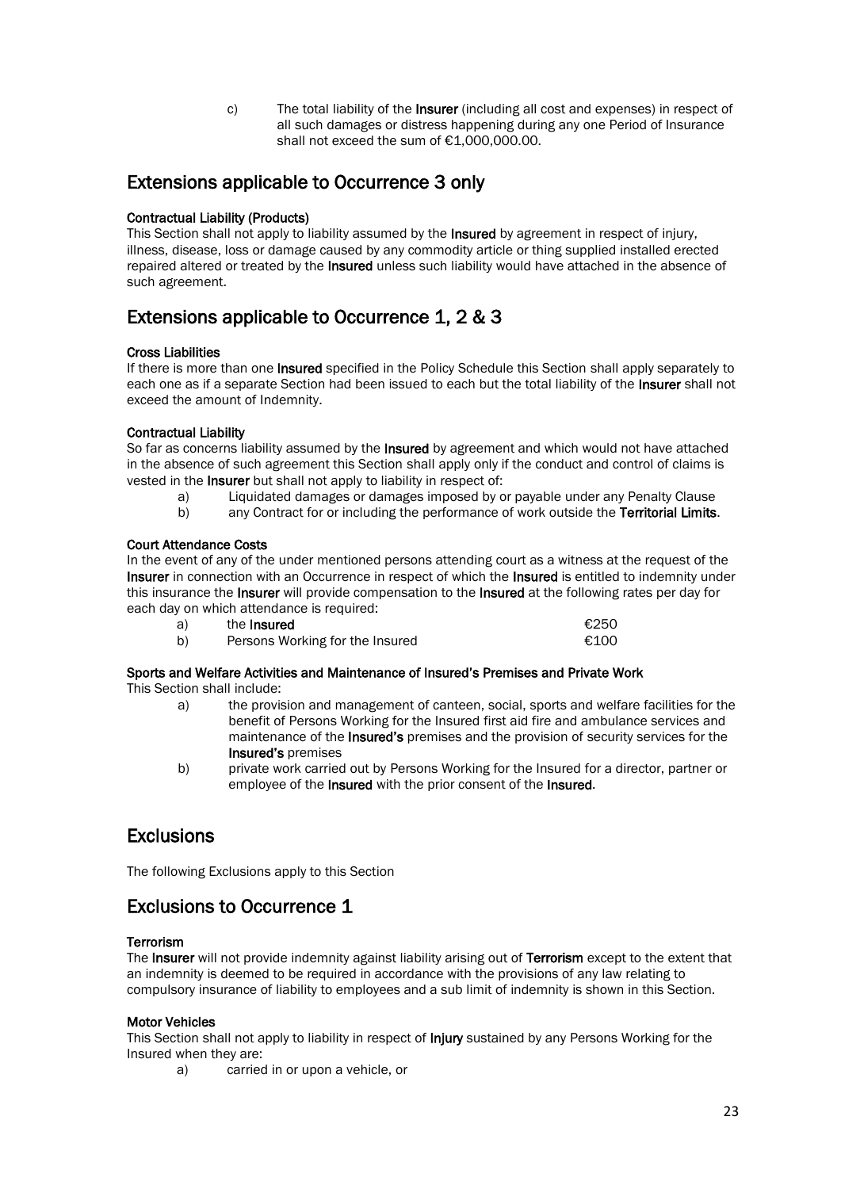c) The total liability of the **Insurer** (including all cost and expenses) in respect of all such damages or distress happening during any one Period of Insurance shall not exceed the sum of €1,000,000.00.

## Extensions applicable to Occurrence 3 only

**Contractual Liability (Products)**
This Section shall not apply to liability assumed by the **Insured** by agreement in respect of injury, illness, disease, loss or damage caused by any commodity article or thing supplied installed erected repaired altered or treated by the **Insured** unless such liability would have attached in the absence of such agreement.

## Extensions applicable to Occurrence 1, 2 & 3

**Cross Liabilities**
If there is more than one **Insured** specified in the Policy Schedule this Section shall apply separately to each one as if a separate Section had been issued to each but the total liability of the **Insurer** shall not exceed the amount of Indemnity.

**Contractual Liability**
So far as concerns liability assumed by the **Insured** by agreement and which would not have attached in the absence of such agreement this Section shall apply only if the conduct and control of claims is vested in the **Insurer** but shall not apply to liability in respect of:

a) Liquidated damages or damages imposed by or payable under any Penalty Clause
b) any Contract for or including the performance of work outside the **Territorial Limits**.

**Court Attendance Costs**
In the event of any of the under mentioned persons attending court as a witness at the request of the **Insurer** in connection with an Occurrence in respect of which the **Insured** is entitled to indemnity under this insurance the **Insurer** will provide compensation to the **Insured** at the following rates per day for each day on which attendance is required:

| | | |
|---|---|---|
| a) | the **Insured** | €250 |
| b) | Persons Working for the Insured | €100 |

**Sports and Welfare Activities and Maintenance of Insured's Premises and Private Work**
This Section shall include:

a) the provision and management of canteen, social, sports and welfare facilities for the benefit of Persons Working for the Insured first aid fire and ambulance services and maintenance of the **Insured's** premises and the provision of security services for the **Insured's** premises
b) private work carried out by Persons Working for the Insured for a director, partner or employee of the **Insured** with the prior consent of the **Insured**.

## Exclusions

The following Exclusions apply to this Section

## Exclusions to Occurrence 1

**Terrorism**
The **Insurer** will not provide indemnity against liability arising out of **Terrorism** except to the extent that an indemnity is deemed to be required in accordance with the provisions of any law relating to compulsory insurance of liability to employees and a sub limit of indemnity is shown in this Section.

**Motor Vehicles**
This Section shall not apply to liability in respect of **Injury** sustained by any Persons Working for the Insured when they are:

a) carried in or upon a vehicle, or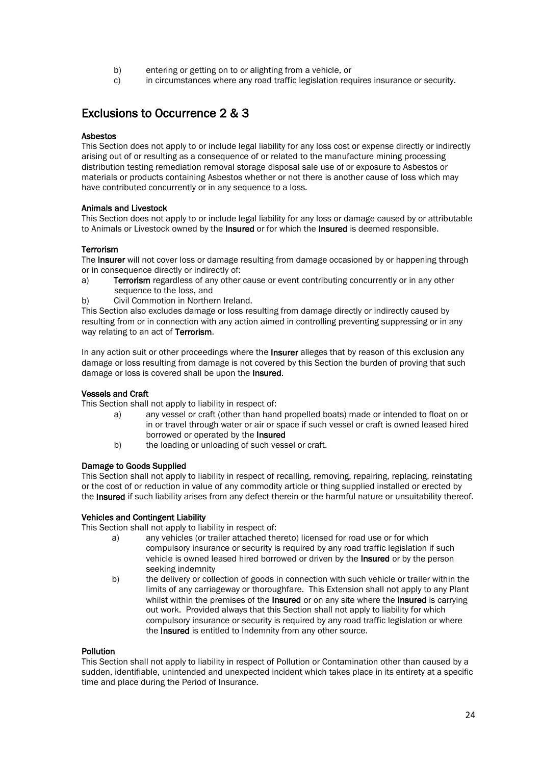b) entering or getting on to or alighting from a vehicle, or
c) in circumstances where any road traffic legislation requires insurance or security.

## Exclusions to Occurrence 2 & 3

**Asbestos**
This Section does not apply to or include legal liability for any loss cost or expense directly or indirectly arising out of or resulting as a consequence of or related to the manufacture mining processing distribution testing remediation removal storage disposal sale use of or exposure to Asbestos or materials or products containing Asbestos whether or not there is another cause of loss which may have contributed concurrently or in any sequence to a loss.

**Animals and Livestock**
This Section does not apply to or include legal liability for any loss or damage caused by or attributable to Animals or Livestock owned by the **Insured** or for which the **Insured** is deemed responsible.

**Terrorism**
The **Insurer** will not cover loss or damage resulting from damage occasioned by or happening through or in consequence directly or indirectly of:
a) **Terrorism** regardless of any other cause or event contributing concurrently or in any other sequence to the loss, and
b) Civil Commotion in Northern Ireland.
This Section also excludes damage or loss resulting from damage directly or indirectly caused by resulting from or in connection with any action aimed in controlling preventing suppressing or in any way relating to an act of **Terrorism**.

In any action suit or other proceedings where the **Insurer** alleges that by reason of this exclusion any damage or loss resulting from damage is not covered by this Section the burden of proving that such damage or loss is covered shall be upon the **Insured**.

**Vessels and Craft**
This Section shall not apply to liability in respect of:
a) any vessel or craft (other than hand propelled boats) made or intended to float on or in or travel through water or air or space if such vessel or craft is owned leased hired borrowed or operated by the **Insured**
b) the loading or unloading of such vessel or craft.

**Damage to Goods Supplied**
This Section shall not apply to liability in respect of recalling, removing, repairing, replacing, reinstating or the cost of or reduction in value of any commodity article or thing supplied installed or erected by the **Insured** if such liability arises from any defect therein or the harmful nature or unsuitability thereof.

**Vehicles and Contingent Liability**
This Section shall not apply to liability in respect of:
a) any vehicles (or trailer attached thereto) licensed for road use or for which compulsory insurance or security is required by any road traffic legislation if such vehicle is owned leased hired borrowed or driven by the **Insured** or by the person seeking indemnity
b) the delivery or collection of goods in connection with such vehicle or trailer within the limits of any carriageway or thoroughfare. This Extension shall not apply to any Plant whilst within the premises of the **Insured** or on any site where the **Insured** is carrying out work. Provided always that this Section shall not apply to liability for which compulsory insurance or security is required by any road traffic legislation or where the **Insured** is entitled to Indemnity from any other source.

**Pollution**
This Section shall not apply to liability in respect of Pollution or Contamination other than caused by a sudden, identifiable, unintended and unexpected incident which takes place in its entirety at a specific time and place during the Period of Insurance.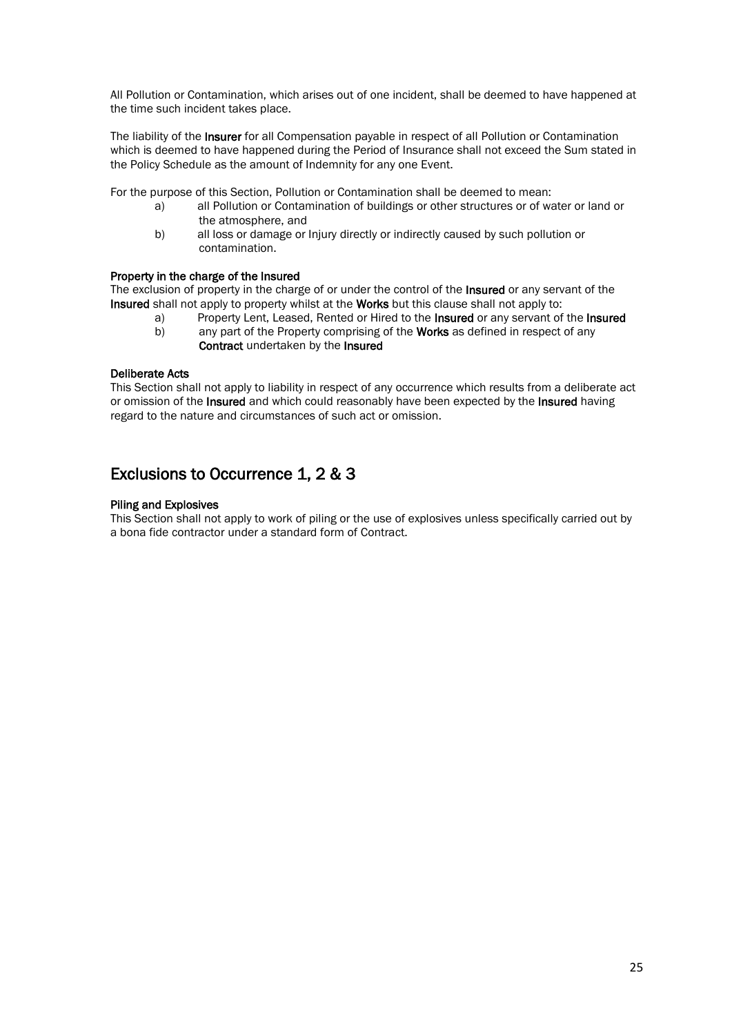All Pollution or Contamination, which arises out of one incident, shall be deemed to have happened at the time such incident takes place.

The liability of the **Insurer** for all Compensation payable in respect of all Pollution or Contamination which is deemed to have happened during the Period of Insurance shall not exceed the Sum stated in the Policy Schedule as the amount of Indemnity for any one Event.

For the purpose of this Section, Pollution or Contamination shall be deemed to mean:

- a) all Pollution or Contamination of buildings or other structures or of water or land or the atmosphere, and
- b) all loss or damage or Injury directly or indirectly caused by such pollution or contamination.

**Property in the charge of the Insured**

The exclusion of property in the charge of or under the control of the **Insured** or any servant of the **Insured** shall not apply to property whilst at the **Works** but this clause shall not apply to:

- a) Property Lent, Leased, Rented or Hired to the **Insured** or any servant of the **Insured**
- b) any part of the Property comprising of the **Works** as defined in respect of any **Contract** undertaken by the **Insured**

**Deliberate Acts**

This Section shall not apply to liability in respect of any occurrence which results from a deliberate act or omission of the **Insured** and which could reasonably have been expected by the **Insured** having regard to the nature and circumstances of such act or omission.

## Exclusions to Occurrence 1, 2 & 3

**Piling and Explosives**

This Section shall not apply to work of piling or the use of explosives unless specifically carried out by a bona fide contractor under a standard form of Contract.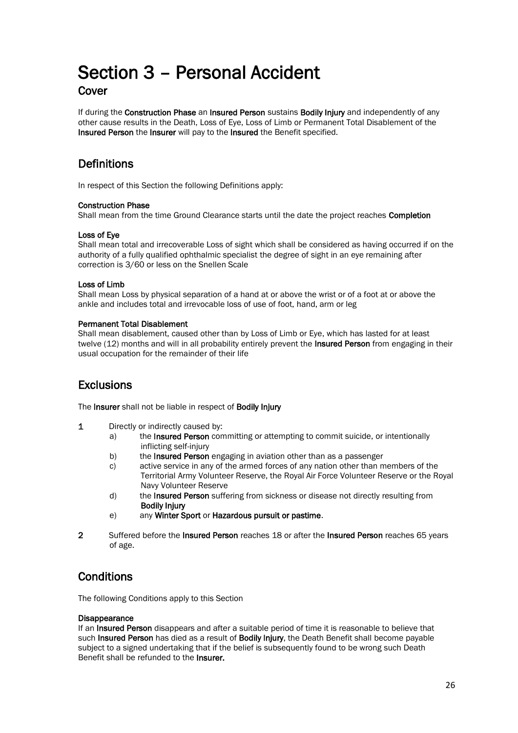# Section 3 – Personal Accident

## Cover

If during the **Construction Phase** an **Insured Person** sustains **Bodily Injury** and independently of any other cause results in the Death, Loss of Eye, Loss of Limb or Permanent Total Disablement of the **Insured Person** the **Insurer** will pay to the **Insured** the Benefit specified.

## Definitions

In respect of this Section the following Definitions apply:

**Construction Phase**
Shall mean from the time Ground Clearance starts until the date the project reaches **Completion**

**Loss of Eye**
Shall mean total and irrecoverable Loss of sight which shall be considered as having occurred if on the authority of a fully qualified ophthalmic specialist the degree of sight in an eye remaining after correction is 3/60 or less on the Snellen Scale

**Loss of Limb**
Shall mean Loss by physical separation of a hand at or above the wrist or of a foot at or above the ankle and includes total and irrevocable loss of use of foot, hand, arm or leg

**Permanent Total Disablement**
Shall mean disablement, caused other than by Loss of Limb or Eye, which has lasted for at least twelve (12) months and will in all probability entirely prevent the **Insured Person** from engaging in their usual occupation for the remainder of their life

## Exclusions

The **Insurer** shall not be liable in respect of **Bodily Injury**

**1** Directly or indirectly caused by:
- a) the **Insured Person** committing or attempting to commit suicide, or intentionally inflicting self-injury
- b) the **Insured Person** engaging in aviation other than as a passenger
- c) active service in any of the armed forces of any nation other than members of the Territorial Army Volunteer Reserve, the Royal Air Force Volunteer Reserve or the Royal Navy Volunteer Reserve
- d) the **Insured Person** suffering from sickness or disease not directly resulting from **Bodily Injury**
- e) any **Winter Sport** or **Hazardous pursuit or pastime**.

**2** Suffered before the **Insured Person** reaches 18 or after the **Insured Person** reaches 65 years of age.

## Conditions

The following Conditions apply to this Section

**Disappearance**
If an **Insured Person** disappears and after a suitable period of time it is reasonable to believe that such **Insured Person** has died as a result of **Bodily Injury**, the Death Benefit shall become payable subject to a signed undertaking that if the belief is subsequently found to be wrong such Death Benefit shall be refunded to the **Insurer.**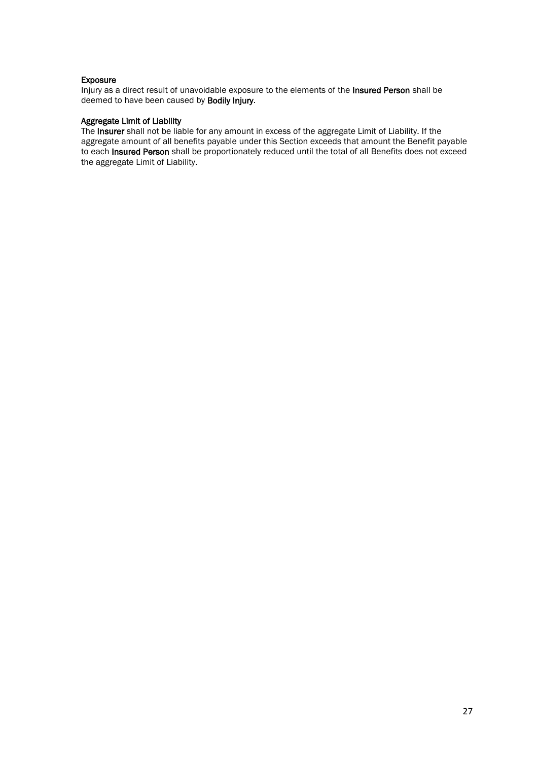### Exposure

Injury as a direct result of unavoidable exposure to the elements of the **Insured Person** shall be deemed to have been caused by **Bodily Injury**.

### Aggregate Limit of Liability

The **Insurer** shall not be liable for any amount in excess of the aggregate Limit of Liability. If the aggregate amount of all benefits payable under this Section exceeds that amount the Benefit payable to each **Insured Person** shall be proportionately reduced until the total of all Benefits does not exceed the aggregate Limit of Liability.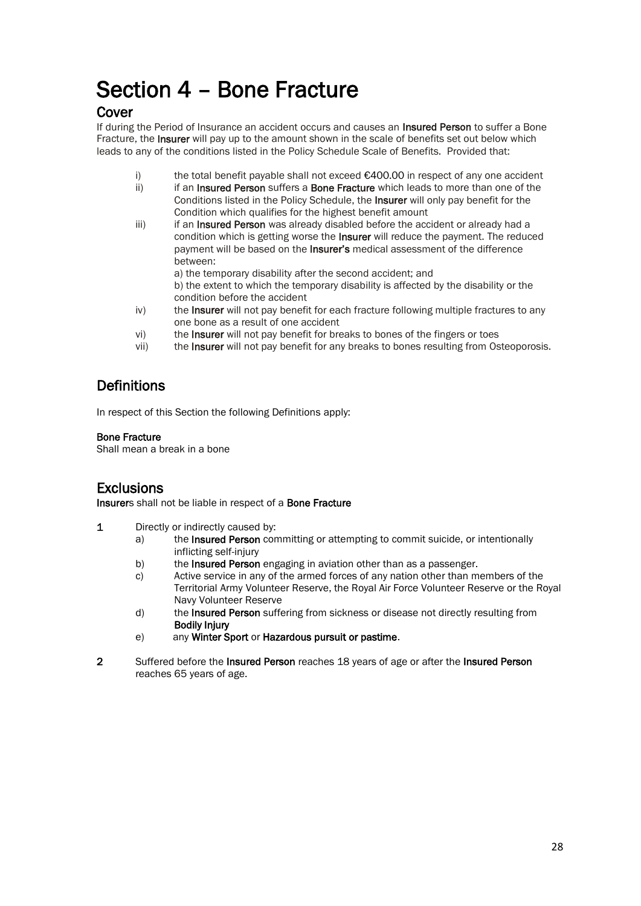# Section 4 – Bone Fracture

## Cover

If during the Period of Insurance an accident occurs and causes an **Insured Person** to suffer a Bone Fracture, the **Insurer** will pay up to the amount shown in the scale of benefits set out below which leads to any of the conditions listed in the Policy Schedule Scale of Benefits. Provided that:

i) the total benefit payable shall not exceed €400.00 in respect of any one accident

ii) if an **Insured Person** suffers a **Bone Fracture** which leads to more than one of the Conditions listed in the Policy Schedule, the **Insurer** will only pay benefit for the Condition which qualifies for the highest benefit amount

iii) if an **Insured Person** was already disabled before the accident or already had a condition which is getting worse the **Insurer** will reduce the payment. The reduced payment will be based on the **Insurer's** medical assessment of the difference between:
a) the temporary disability after the second accident; and
b) the extent to which the temporary disability is affected by the disability or the condition before the accident

iv) the **Insurer** will not pay benefit for each fracture following multiple fractures to any one bone as a result of one accident

vi) the **Insurer** will not pay benefit for breaks to bones of the fingers or toes

vii) the **Insurer** will not pay benefit for any breaks to bones resulting from Osteoporosis.

## Definitions

In respect of this Section the following Definitions apply:

**Bone Fracture**
Shall mean a break in a bone

## Exclusions

**Insurer**s shall not be liable in respect of a **Bone Fracture**

**1** Directly or indirectly caused by:
   a) the **Insured Person** committing or attempting to commit suicide, or intentionally inflicting self-injury
   b) the **Insured Person** engaging in aviation other than as a passenger.
   c) Active service in any of the armed forces of any nation other than members of the Territorial Army Volunteer Reserve, the Royal Air Force Volunteer Reserve or the Royal Navy Volunteer Reserve
   d) the **Insured Person** suffering from sickness or disease not directly resulting from **Bodily Injury**
   e) any **Winter Sport** or **Hazardous pursuit or pastime**.

**2** Suffered before the **Insured Person** reaches 18 years of age or after the **Insured Person** reaches 65 years of age.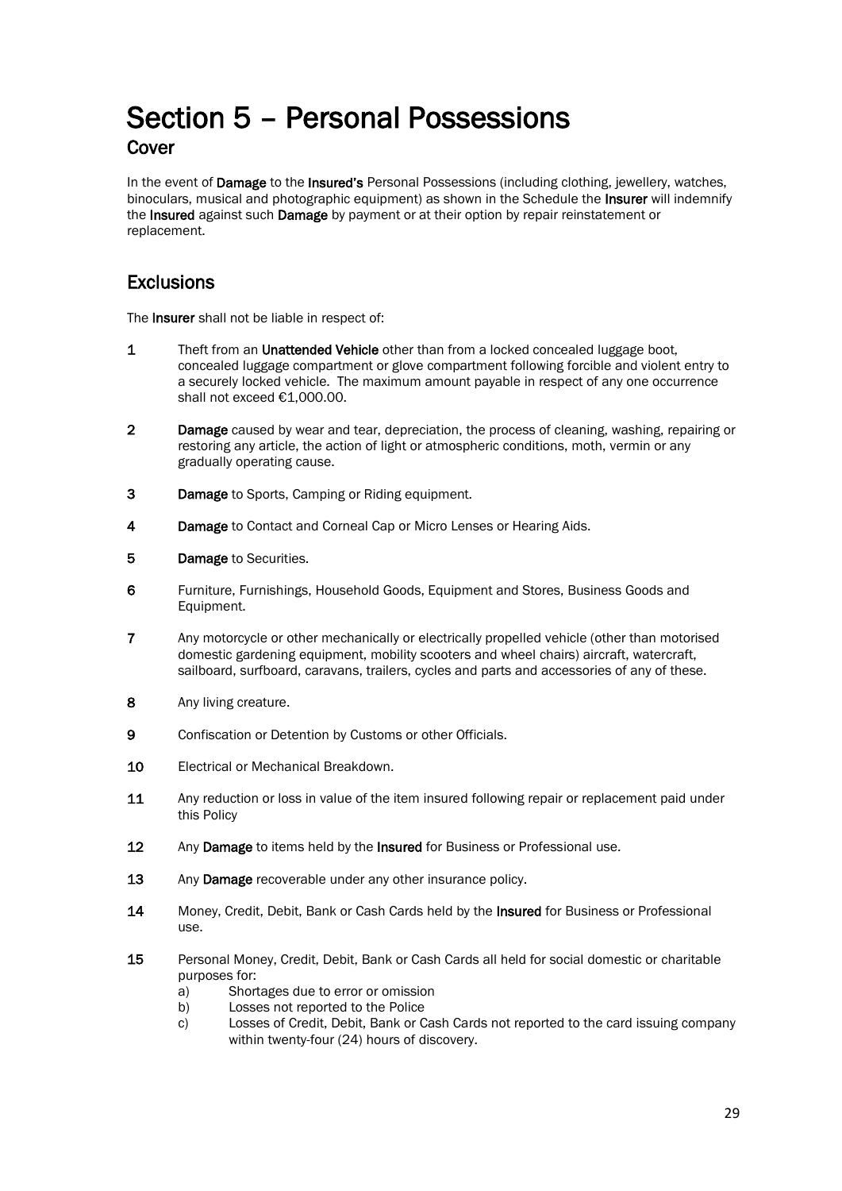# Section 5 – Personal Possessions

## Cover

In the event of **Damage** to the **Insured's** Personal Possessions (including clothing, jewellery, watches, binoculars, musical and photographic equipment) as shown in the Schedule the **Insurer** will indemnify the **Insured** against such **Damage** by payment or at their option by repair reinstatement or replacement.

## Exclusions

The **Insurer** shall not be liable in respect of:

**1** Theft from an **Unattended Vehicle** other than from a locked concealed luggage boot, concealed luggage compartment or glove compartment following forcible and violent entry to a securely locked vehicle. The maximum amount payable in respect of any one occurrence shall not exceed €1,000.00.

**2** **Damage** caused by wear and tear, depreciation, the process of cleaning, washing, repairing or restoring any article, the action of light or atmospheric conditions, moth, vermin or any gradually operating cause.

**3** **Damage** to Sports, Camping or Riding equipment.

**4** **Damage** to Contact and Corneal Cap or Micro Lenses or Hearing Aids.

**5** **Damage** to Securities.

**6** Furniture, Furnishings, Household Goods, Equipment and Stores, Business Goods and Equipment.

**7** Any motorcycle or other mechanically or electrically propelled vehicle (other than motorised domestic gardening equipment, mobility scooters and wheel chairs) aircraft, watercraft, sailboard, surfboard, caravans, trailers, cycles and parts and accessories of any of these.

**8** Any living creature.

**9** Confiscation or Detention by Customs or other Officials.

**10** Electrical or Mechanical Breakdown.

**11** Any reduction or loss in value of the item insured following repair or replacement paid under this Policy

**12** Any **Damage** to items held by the **Insured** for Business or Professional use.

**13** Any **Damage** recoverable under any other insurance policy.

**14** Money, Credit, Debit, Bank or Cash Cards held by the **Insured** for Business or Professional use.

**15** Personal Money, Credit, Debit, Bank or Cash Cards all held for social domestic or charitable purposes for:

- a) Shortages due to error or omission
- b) Losses not reported to the Police
- c) Losses of Credit, Debit, Bank or Cash Cards not reported to the card issuing company within twenty-four (24) hours of discovery.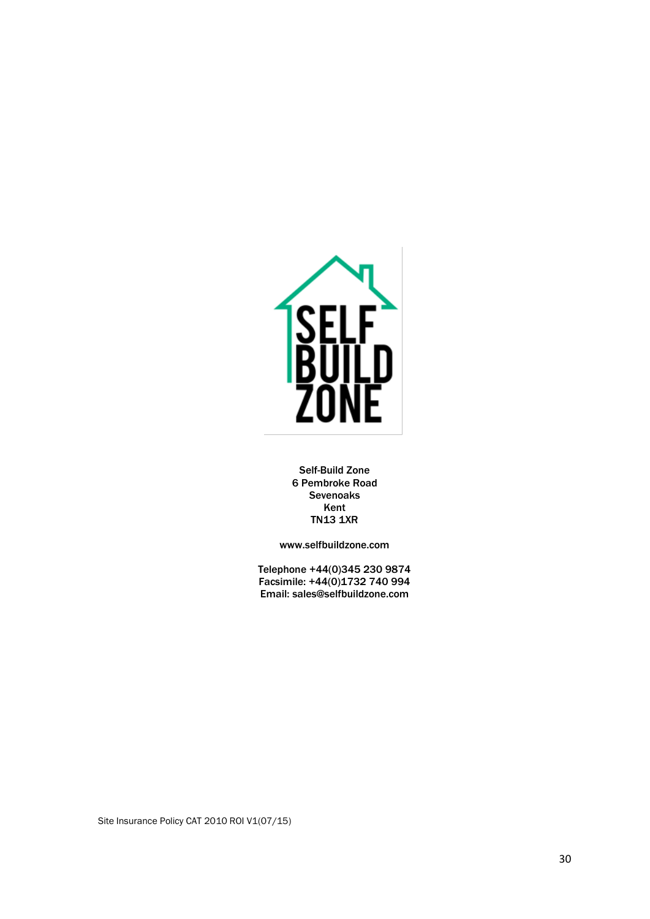SELF BUILD ZONE

**Self-Build Zone**
**6 Pembroke Road**
**Sevenoaks**
**Kent**
**TN13 1XR**

**www.selfbuildzone.com**

**Telephone +44(0)345 230 9874**
**Facsimile: +44(0)1732 740 994**
**Email: sales@selfbuildzone.com**

Site Insurance Policy CAT 2010 ROI V1(07/15)